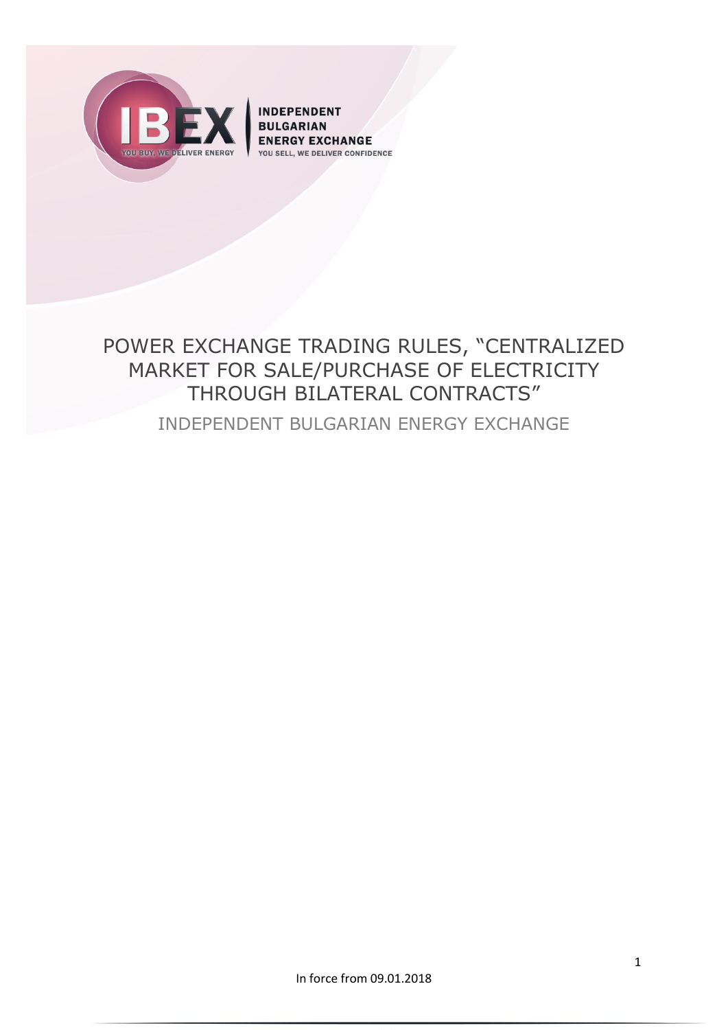INDEPENDENT BULGARIAN ENERGY EXCHANGE

YOU SELL, WE DELIVER CONFIDENCE

# POWER EXCHANGE TRADING RULES, "CENTRALIZED MARKET FOR SALE/PURCHASE OF ELECTRICITY THROUGH BILATERAL CONTRACTS"

INDEPENDENT BULGARIAN ENERGY EXCHANGE

In force from 09.01.2018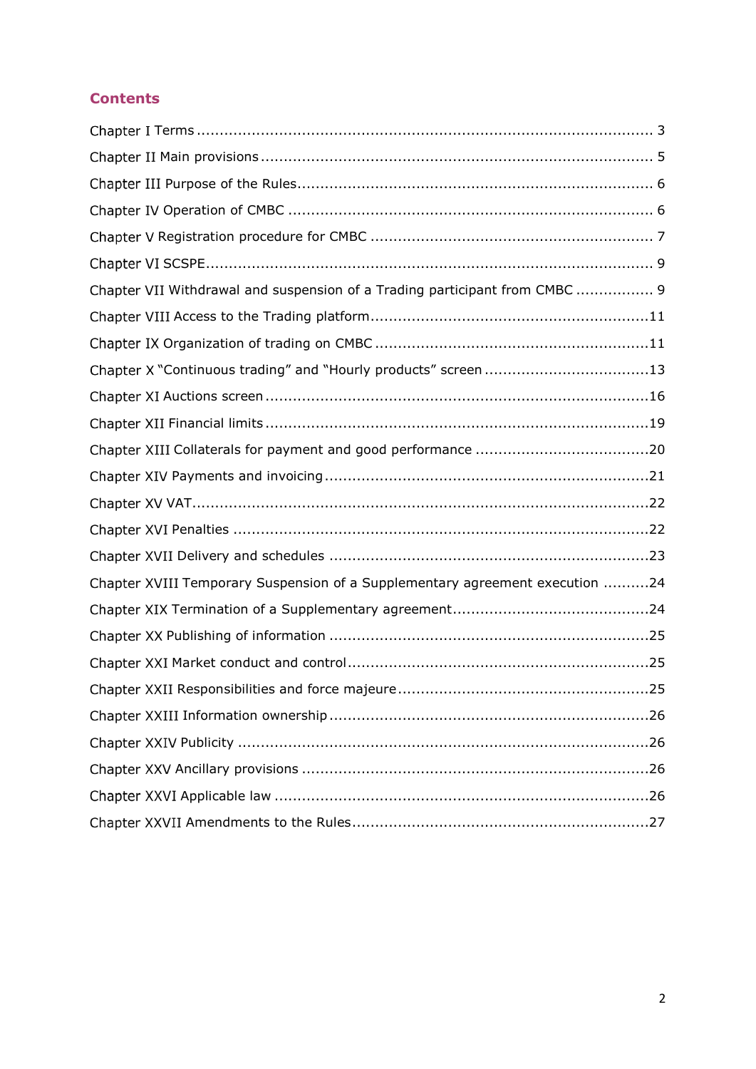## Contents

Chapter I Terms ........................................................................................................ 3
Chapter II Main provisions ........................................................................................... 5
Chapter III Purpose of the Rules................................................................................... 6
Chapter IV Operation of CMBC ..................................................................................... 6
Chapter V Registration procedure for CMBC .................................................................. 7
Chapter VI SCSPE...................................................................................................... 9
Chapter VII Withdrawal and suspension of a Trading participant from CMBC ................. 9
Chapter VIII Access to the Trading platform...............................................................11
Chapter IX Organization of trading on CMBC ..............................................................11
Chapter X "Continuous trading" and "Hourly products" screen ......................................13
Chapter XI Auctions screen ........................................................................................16
Chapter XII Financial limits ........................................................................................19
Chapter XIII Collaterals for payment and good performance ........................................20
Chapter XIV Payments and invoicing ..........................................................................21
Chapter XV VAT.........................................................................................................22
Chapter XVI Penalties ...............................................................................................22
Chapter XVII Delivery and schedules .........................................................................23
Chapter XVIII Temporary Suspension of a Supplementary agreement execution ..........24
Chapter XIX Termination of a Supplementary agreement.............................................24
Chapter XX Publishing of information .........................................................................25
Chapter XXI Market conduct and control.....................................................................25
Chapter XXII Responsibilities and force majeure .........................................................25
Chapter XXIII Information ownership .........................................................................26
Chapter XXIV Publicity ..............................................................................................26
Chapter XXV Ancillary provisions ...............................................................................26
Chapter XXVI Applicable law .....................................................................................26
Chapter XXVII Amendments to the Rules....................................................................27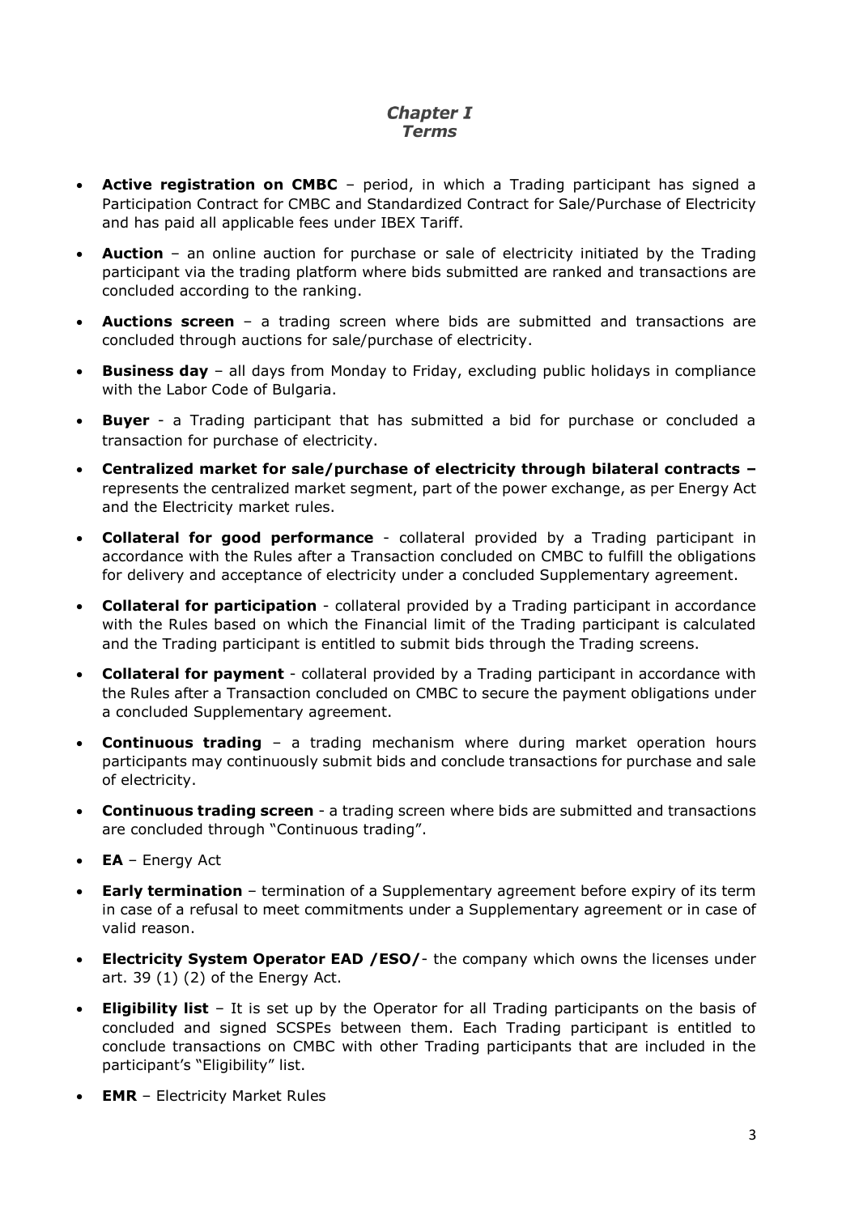## *Chapter I*
## *Terms*

- **Active registration on CMBC** – period, in which a Trading participant has signed a Participation Contract for CMBC and Standardized Contract for Sale/Purchase of Electricity and has paid all applicable fees under IBEX Tariff.
- **Auction** – an online auction for purchase or sale of electricity initiated by the Trading participant via the trading platform where bids submitted are ranked and transactions are concluded according to the ranking.
- **Auctions screen** – a trading screen where bids are submitted and transactions are concluded through auctions for sale/purchase of electricity.
- **Business day** – all days from Monday to Friday, excluding public holidays in compliance with the Labor Code of Bulgaria.
- **Buyer** - a Trading participant that has submitted a bid for purchase or concluded a transaction for purchase of electricity.
- **Centralized market for sale/purchase of electricity through bilateral contracts –** represents the centralized market segment, part of the power exchange, as per Energy Act and the Electricity market rules.
- **Collateral for good performance** - collateral provided by a Trading participant in accordance with the Rules after a Transaction concluded on CMBC to fulfill the obligations for delivery and acceptance of electricity under a concluded Supplementary agreement.
- **Collateral for participation** - collateral provided by a Trading participant in accordance with the Rules based on which the Financial limit of the Trading participant is calculated and the Trading participant is entitled to submit bids through the Trading screens.
- **Collateral for payment** - collateral provided by a Trading participant in accordance with the Rules after a Transaction concluded on CMBC to secure the payment obligations under a concluded Supplementary agreement.
- **Continuous trading** – a trading mechanism where during market operation hours participants may continuously submit bids and conclude transactions for purchase and sale of electricity.
- **Continuous trading screen** - a trading screen where bids are submitted and transactions are concluded through "Continuous trading".
- **EA** – Energy Act
- **Early termination** – termination of a Supplementary agreement before expiry of its term in case of a refusal to meet commitments under a Supplementary agreement or in case of valid reason.
- **Electricity System Operator EAD /ESO/**- the company which owns the licenses under art. 39 (1) (2) of the Energy Act.
- **Eligibility list** – It is set up by the Operator for all Trading participants on the basis of concluded and signed SCSPEs between them. Each Trading participant is entitled to conclude transactions on CMBC with other Trading participants that are included in the participant's "Eligibility" list.
- **EMR** – Electricity Market Rules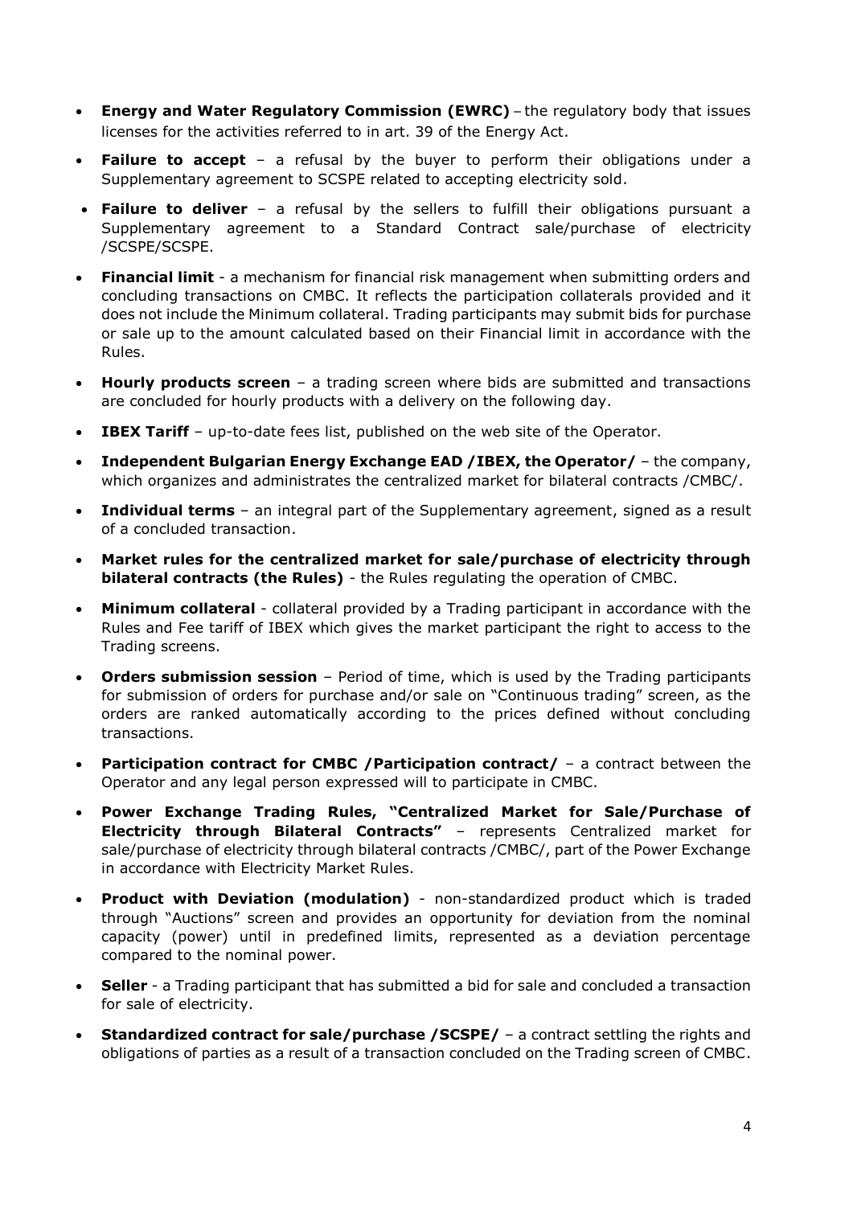- **Energy and Water Regulatory Commission (EWRC)** – the regulatory body that issues licenses for the activities referred to in art. 39 of the Energy Act.
- **Failure to accept** – a refusal by the buyer to perform their obligations under a Supplementary agreement to SCSPE related to accepting electricity sold.
- **Failure to deliver** – a refusal by the sellers to fulfill their obligations pursuant a Supplementary agreement to a Standard Contract sale/purchase of electricity /SCSPE/SCSPE.
- **Financial limit** - a mechanism for financial risk management when submitting orders and concluding transactions on CMBC. It reflects the participation collaterals provided and it does not include the Minimum collateral. Trading participants may submit bids for purchase or sale up to the amount calculated based on their Financial limit in accordance with the Rules.
- **Hourly products screen** – a trading screen where bids are submitted and transactions are concluded for hourly products with a delivery on the following day.
- **IBEX Tariff** – up-to-date fees list, published on the web site of the Operator.
- **Independent Bulgarian Energy Exchange EAD /IBEX, the Operator/** – the company, which organizes and administrates the centralized market for bilateral contracts /CMBC/.
- **Individual terms** – an integral part of the Supplementary agreement, signed as a result of a concluded transaction.
- **Market rules for the centralized market for sale/purchase of electricity through bilateral contracts (the Rules)** - the Rules regulating the operation of CMBC.
- **Minimum collateral** - collateral provided by a Trading participant in accordance with the Rules and Fee tariff of IBEX which gives the market participant the right to access to the Trading screens.
- **Orders submission session** – Period of time, which is used by the Trading participants for submission of orders for purchase and/or sale on "Continuous trading" screen, as the orders are ranked automatically according to the prices defined without concluding transactions.
- **Participation contract for CMBC /Participation contract/** – a contract between the Operator and any legal person expressed will to participate in CMBC.
- **Power Exchange Trading Rules, "Centralized Market for Sale/Purchase of Electricity through Bilateral Contracts"** – represents Centralized market for sale/purchase of electricity through bilateral contracts /CMBC/, part of the Power Exchange in accordance with Electricity Market Rules.
- **Product with Deviation (modulation)** - non-standardized product which is traded through "Auctions" screen and provides an opportunity for deviation from the nominal capacity (power) until in predefined limits, represented as a deviation percentage compared to the nominal power.
- **Seller** - a Trading participant that has submitted a bid for sale and concluded a transaction for sale of electricity.
- **Standardized contract for sale/purchase /SCSPE/** – a contract settling the rights and obligations of parties as a result of a transaction concluded on the Trading screen of CMBC.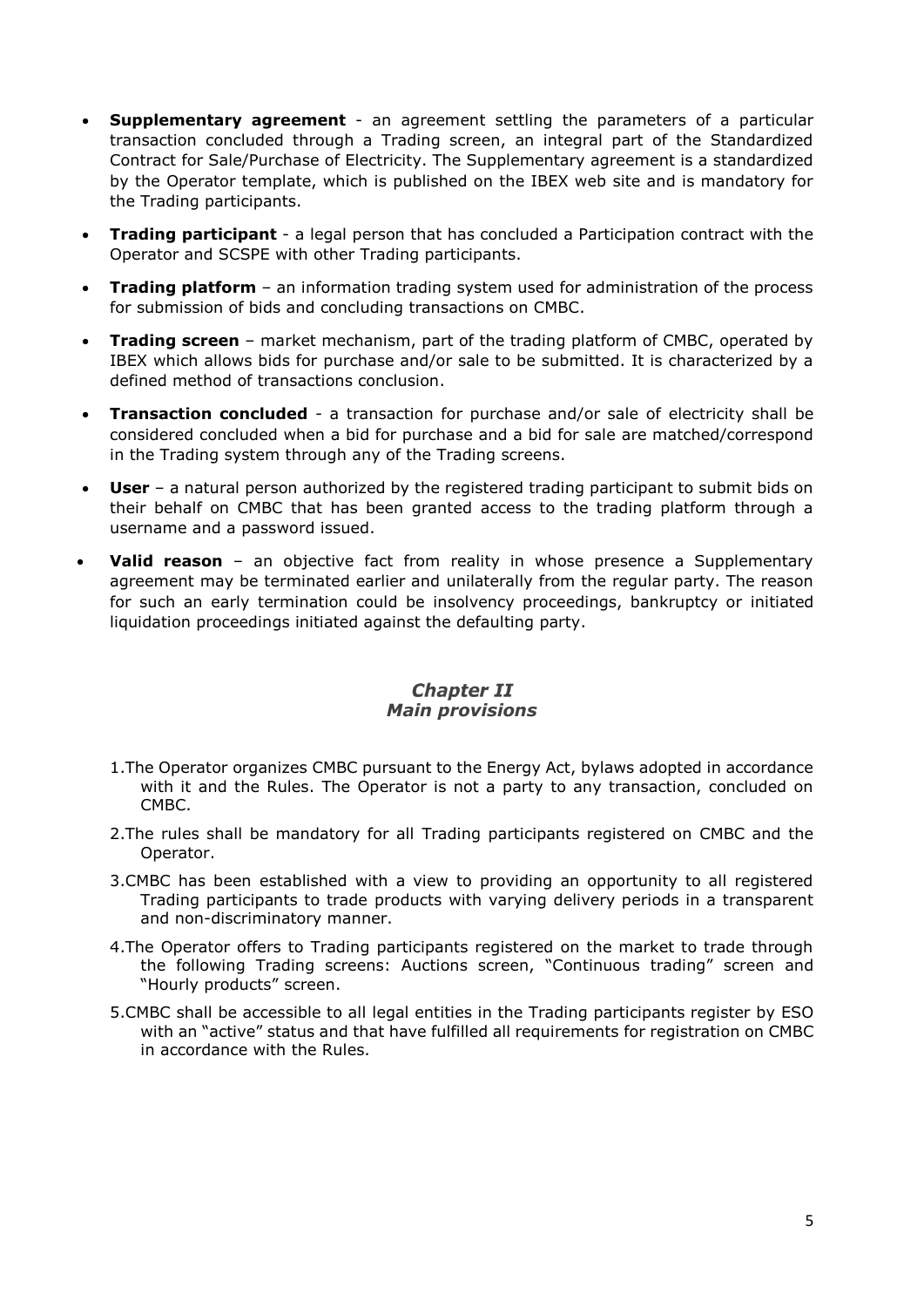- **Supplementary agreement** - an agreement settling the parameters of a particular transaction concluded through a Trading screen, an integral part of the Standardized Contract for Sale/Purchase of Electricity. The Supplementary agreement is a standardized by the Operator template, which is published on the IBEX web site and is mandatory for the Trading participants.
- **Trading participant** - a legal person that has concluded a Participation contract with the Operator and SCSPE with other Trading participants.
- **Trading platform** – an information trading system used for administration of the process for submission of bids and concluding transactions on CMBC.
- **Trading screen** – market mechanism, part of the trading platform of CMBC, operated by IBEX which allows bids for purchase and/or sale to be submitted. It is characterized by a defined method of transactions conclusion.
- **Transaction concluded** - a transaction for purchase and/or sale of electricity shall be considered concluded when a bid for purchase and a bid for sale are matched/correspond in the Trading system through any of the Trading screens.
- **User** – a natural person authorized by the registered trading participant to submit bids on their behalf on CMBC that has been granted access to the trading platform through a username and a password issued.
- **Valid reason** – an objective fact from reality in whose presence a Supplementary agreement may be terminated earlier and unilaterally from the regular party. The reason for such an early termination could be insolvency proceedings, bankruptcy or initiated liquidation proceedings initiated against the defaulting party.

## *Chapter II*
## *Main provisions*

1. The Operator organizes CMBC pursuant to the Energy Act, bylaws adopted in accordance with it and the Rules. The Operator is not a party to any transaction, concluded on CMBC.
2. The rules shall be mandatory for all Trading participants registered on CMBC and the Operator.
3. CMBC has been established with a view to providing an opportunity to all registered Trading participants to trade products with varying delivery periods in a transparent and non-discriminatory manner.
4. The Operator offers to Trading participants registered on the market to trade through the following Trading screens: Auctions screen, "Continuous trading" screen and "Hourly products" screen.
5. CMBC shall be accessible to all legal entities in the Trading participants register by ESO with an "active" status and that have fulfilled all requirements for registration on CMBC in accordance with the Rules.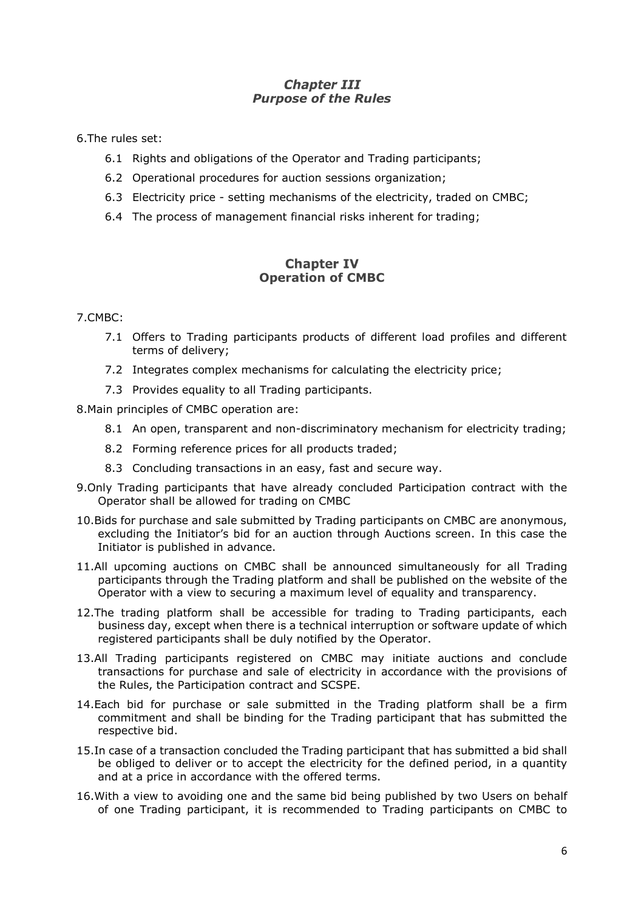## *Chapter III*
## *Purpose of the Rules*

6.The rules set:

- 6.1 Rights and obligations of the Operator and Trading participants;
- 6.2 Operational procedures for auction sessions organization;
- 6.3 Electricity price - setting mechanisms of the electricity, traded on CMBC;
- 6.4 The process of management financial risks inherent for trading;

## **Chapter IV**
## **Operation of CMBC**

7.CMBC:

- 7.1 Offers to Trading participants products of different load profiles and different terms of delivery;
- 7.2 Integrates complex mechanisms for calculating the electricity price;
- 7.3 Provides equality to all Trading participants.

8.Main principles of CMBC operation are:

- 8.1 An open, transparent and non-discriminatory mechanism for electricity trading;
- 8.2 Forming reference prices for all products traded;
- 8.3 Concluding transactions in an easy, fast and secure way.

9.Only Trading participants that have already concluded Participation contract with the Operator shall be allowed for trading on CMBC

10.Bids for purchase and sale submitted by Trading participants on CMBC are anonymous, excluding the Initiator's bid for an auction through Auctions screen. In this case the Initiator is published in advance.

11.All upcoming auctions on CMBC shall be announced simultaneously for all Trading participants through the Trading platform and shall be published on the website of the Operator with a view to securing a maximum level of equality and transparency.

12.The trading platform shall be accessible for trading to Trading participants, each business day, except when there is a technical interruption or software update of which registered participants shall be duly notified by the Operator.

13.All Trading participants registered on CMBC may initiate auctions and conclude transactions for purchase and sale of electricity in accordance with the provisions of the Rules, the Participation contract and SCSPE.

14.Each bid for purchase or sale submitted in the Trading platform shall be a firm commitment and shall be binding for the Trading participant that has submitted the respective bid.

15.In case of a transaction concluded the Trading participant that has submitted a bid shall be obliged to deliver or to accept the electricity for the defined period, in a quantity and at a price in accordance with the offered terms.

16.With a view to avoiding one and the same bid being published by two Users on behalf of one Trading participant, it is recommended to Trading participants on CMBC to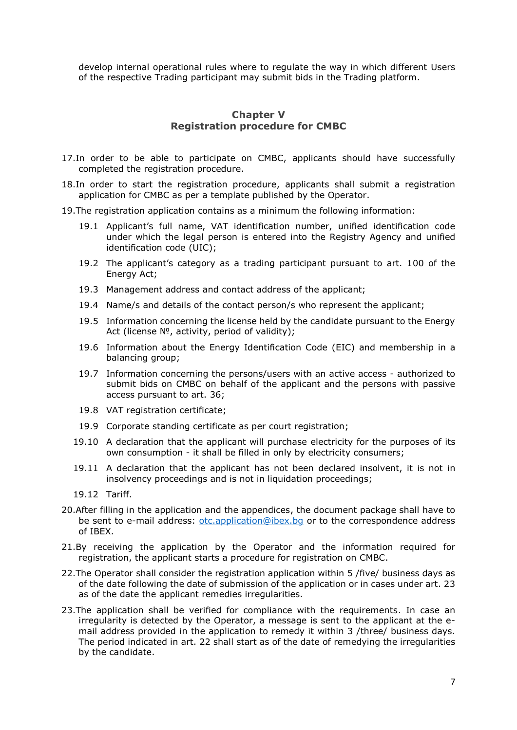develop internal operational rules where to regulate the way in which different Users of the respective Trading participant may submit bids in the Trading platform.

## Chapter V
## Registration procedure for CMBC

17. In order to be able to participate on CMBC, applicants should have successfully completed the registration procedure.

18. In order to start the registration procedure, applicants shall submit a registration application for CMBC as per a template published by the Operator.

19. The registration application contains as a minimum the following information:

    19.1 Applicant's full name, VAT identification number, unified identification code under which the legal person is entered into the Registry Agency and unified identification code (UIC);

    19.2 The applicant's category as a trading participant pursuant to art. 100 of the Energy Act;

    19.3 Management address and contact address of the applicant;

    19.4 Name/s and details of the contact person/s who represent the applicant;

    19.5 Information concerning the license held by the candidate pursuant to the Energy Act (license №, activity, period of validity);

    19.6 Information about the Energy Identification Code (EIC) and membership in a balancing group;

    19.7 Information concerning the persons/users with an active access - authorized to submit bids on CMBC on behalf of the applicant and the persons with passive access pursuant to art. 36;

    19.8 VAT registration certificate;

    19.9 Corporate standing certificate as per court registration;

    19.10 A declaration that the applicant will purchase electricity for the purposes of its own consumption - it shall be filled in only by electricity consumers;

    19.11 A declaration that the applicant has not been declared insolvent, it is not in insolvency proceedings and is not in liquidation proceedings;

    19.12 Tariff.

20. After filling in the application and the appendices, the document package shall have to be sent to e-mail address: otc.application@ibex.bg or to the correspondence address of IBEX.

21. By receiving the application by the Operator and the information required for registration, the applicant starts a procedure for registration on CMBC.

22. The Operator shall consider the registration application within 5 /five/ business days as of the date following the date of submission of the application or in cases under art. 23 as of the date the applicant remedies irregularities.

23. The application shall be verified for compliance with the requirements. In case an irregularity is detected by the Operator, a message is sent to the applicant at the e-mail address provided in the application to remedy it within 3 /three/ business days. The period indicated in art. 22 shall start as of the date of remedying the irregularities by the candidate.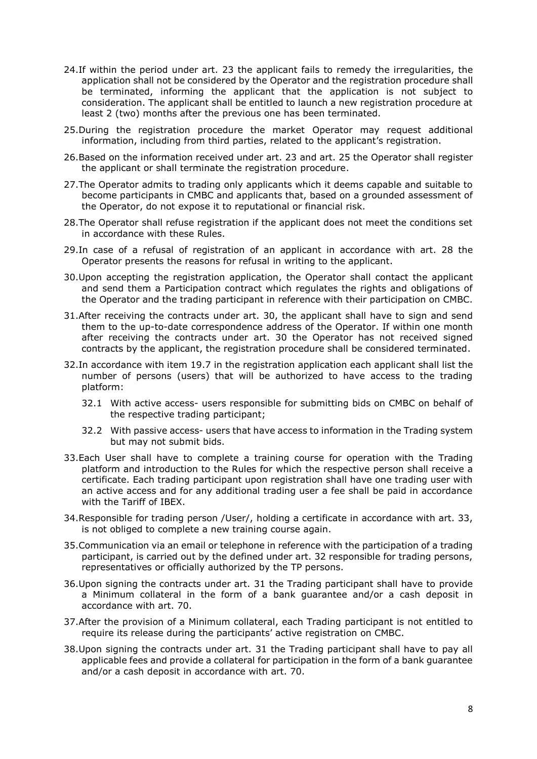24. If within the period under art. 23 the applicant fails to remedy the irregularities, the application shall not be considered by the Operator and the registration procedure shall be terminated, informing the applicant that the application is not subject to consideration. The applicant shall be entitled to launch a new registration procedure at least 2 (two) months after the previous one has been terminated.

25. During the registration procedure the market Operator may request additional information, including from third parties, related to the applicant's registration.

26. Based on the information received under art. 23 and art. 25 the Operator shall register the applicant or shall terminate the registration procedure.

27. The Operator admits to trading only applicants which it deems capable and suitable to become participants in CMBC and applicants that, based on a grounded assessment of the Operator, do not expose it to reputational or financial risk.

28. The Operator shall refuse registration if the applicant does not meet the conditions set in accordance with these Rules.

29. In case of a refusal of registration of an applicant in accordance with art. 28 the Operator presents the reasons for refusal in writing to the applicant.

30. Upon accepting the registration application, the Operator shall contact the applicant and send them a Participation contract which regulates the rights and obligations of the Operator and the trading participant in reference with their participation on CMBC.

31. After receiving the contracts under art. 30, the applicant shall have to sign and send them to the up-to-date correspondence address of the Operator. If within one month after receiving the contracts under art. 30 the Operator has not received signed contracts by the applicant, the registration procedure shall be considered terminated.

32. In accordance with item 19.7 in the registration application each applicant shall list the number of persons (users) that will be authorized to have access to the trading platform:

    32.1 With active access- users responsible for submitting bids on CMBC on behalf of the respective trading participant;

    32.2 With passive access- users that have access to information in the Trading system but may not submit bids.

33. Each User shall have to complete a training course for operation with the Trading platform and introduction to the Rules for which the respective person shall receive a certificate. Each trading participant upon registration shall have one trading user with an active access and for any additional trading user a fee shall be paid in accordance with the Tariff of IBEX.

34. Responsible for trading person /User/, holding a certificate in accordance with art. 33, is not obliged to complete a new training course again.

35. Communication via an email or telephone in reference with the participation of a trading participant, is carried out by the defined under art. 32 responsible for trading persons, representatives or officially authorized by the TP persons.

36. Upon signing the contracts under art. 31 the Trading participant shall have to provide a Minimum collateral in the form of a bank guarantee and/or a cash deposit in accordance with art. 70.

37. After the provision of a Minimum collateral, each Trading participant is not entitled to require its release during the participants' active registration on CMBC.

38. Upon signing the contracts under art. 31 the Trading participant shall have to pay all applicable fees and provide a collateral for participation in the form of a bank guarantee and/or a cash deposit in accordance with art. 70.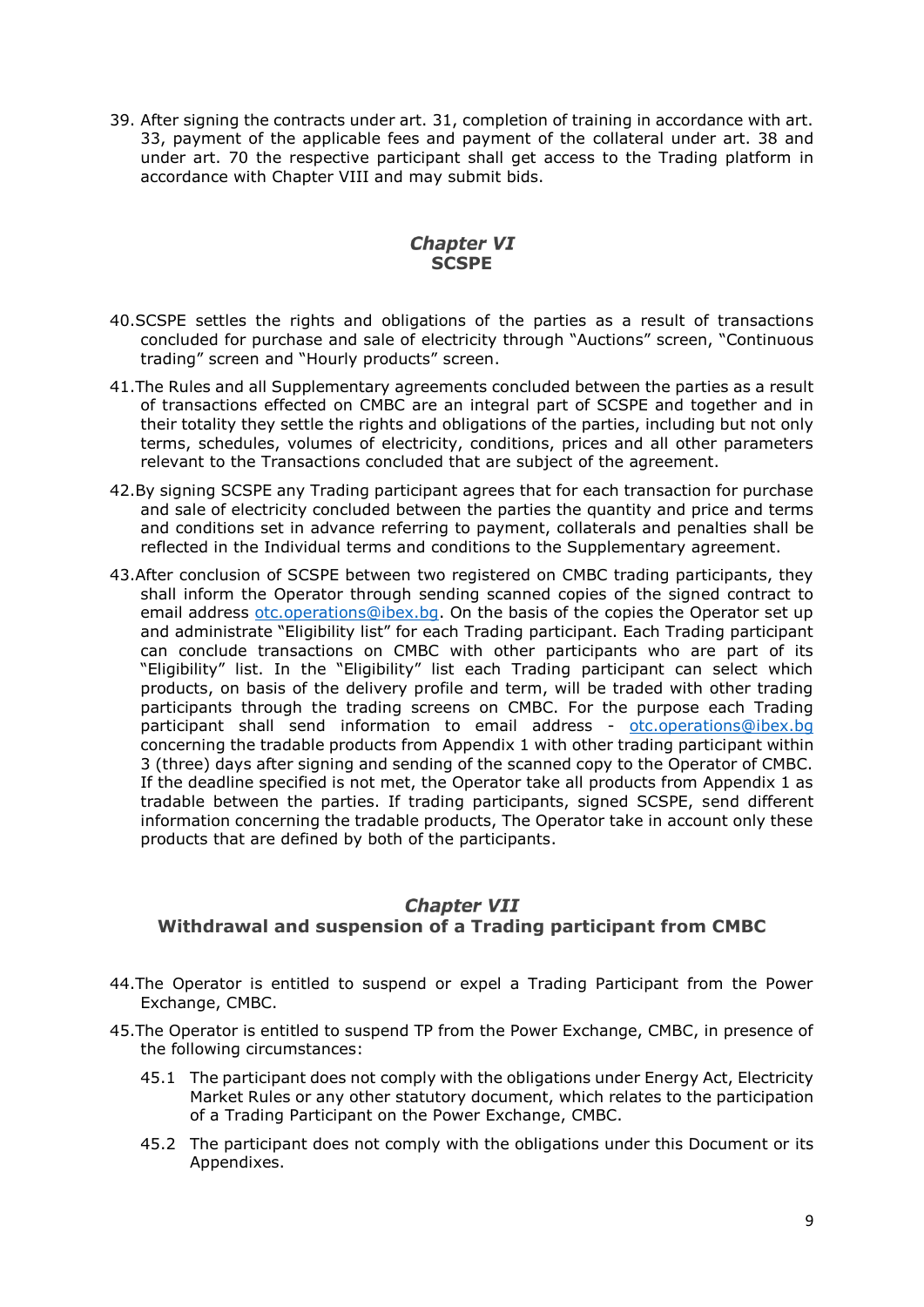39. After signing the contracts under art. 31, completion of training in accordance with art. 33, payment of the applicable fees and payment of the collateral under art. 38 and under art. 70 the respective participant shall get access to the Trading platform in accordance with Chapter VIII and may submit bids.

## *Chapter VI*
## SCSPE

40. SCSPE settles the rights and obligations of the parties as a result of transactions concluded for purchase and sale of electricity through "Auctions" screen, "Continuous trading" screen and "Hourly products" screen.

41. The Rules and all Supplementary agreements concluded between the parties as a result of transactions effected on CMBC are an integral part of SCSPE and together and in their totality they settle the rights and obligations of the parties, including but not only terms, schedules, volumes of electricity, conditions, prices and all other parameters relevant to the Transactions concluded that are subject of the agreement.

42. By signing SCSPE any Trading participant agrees that for each transaction for purchase and sale of electricity concluded between the parties the quantity and price and terms and conditions set in advance referring to payment, collaterals and penalties shall be reflected in the Individual terms and conditions to the Supplementary agreement.

43. After conclusion of SCSPE between two registered on CMBC trading participants, they shall inform the Operator through sending scanned copies of the signed contract to email address otc.operations@ibex.bg. On the basis of the copies the Operator set up and administrate "Eligibility list" for each Trading participant. Each Trading participant can conclude transactions on CMBC with other participants who are part of its "Eligibility" list. In the "Eligibility" list each Trading participant can select which products, on basis of the delivery profile and term, will be traded with other trading participants through the trading screens on CMBC. For the purpose each Trading participant shall send information to email address - otc.operations@ibex.bg concerning the tradable products from Appendix 1 with other trading participant within 3 (three) days after signing and sending of the scanned copy to the Operator of CMBC. If the deadline specified is not met, the Operator take all products from Appendix 1 as tradable between the parties. If trading participants, signed SCSPE, send different information concerning the tradable products, The Operator take in account only these products that are defined by both of the participants.

## *Chapter VII*
## Withdrawal and suspension of a Trading participant from CMBC

44. The Operator is entitled to suspend or expel a Trading Participant from the Power Exchange, CMBC.

45. The Operator is entitled to suspend TP from the Power Exchange, CMBC, in presence of the following circumstances:

    45.1 The participant does not comply with the obligations under Energy Act, Electricity Market Rules or any other statutory document, which relates to the participation of a Trading Participant on the Power Exchange, CMBC.

    45.2 The participant does not comply with the obligations under this Document or its Appendixes.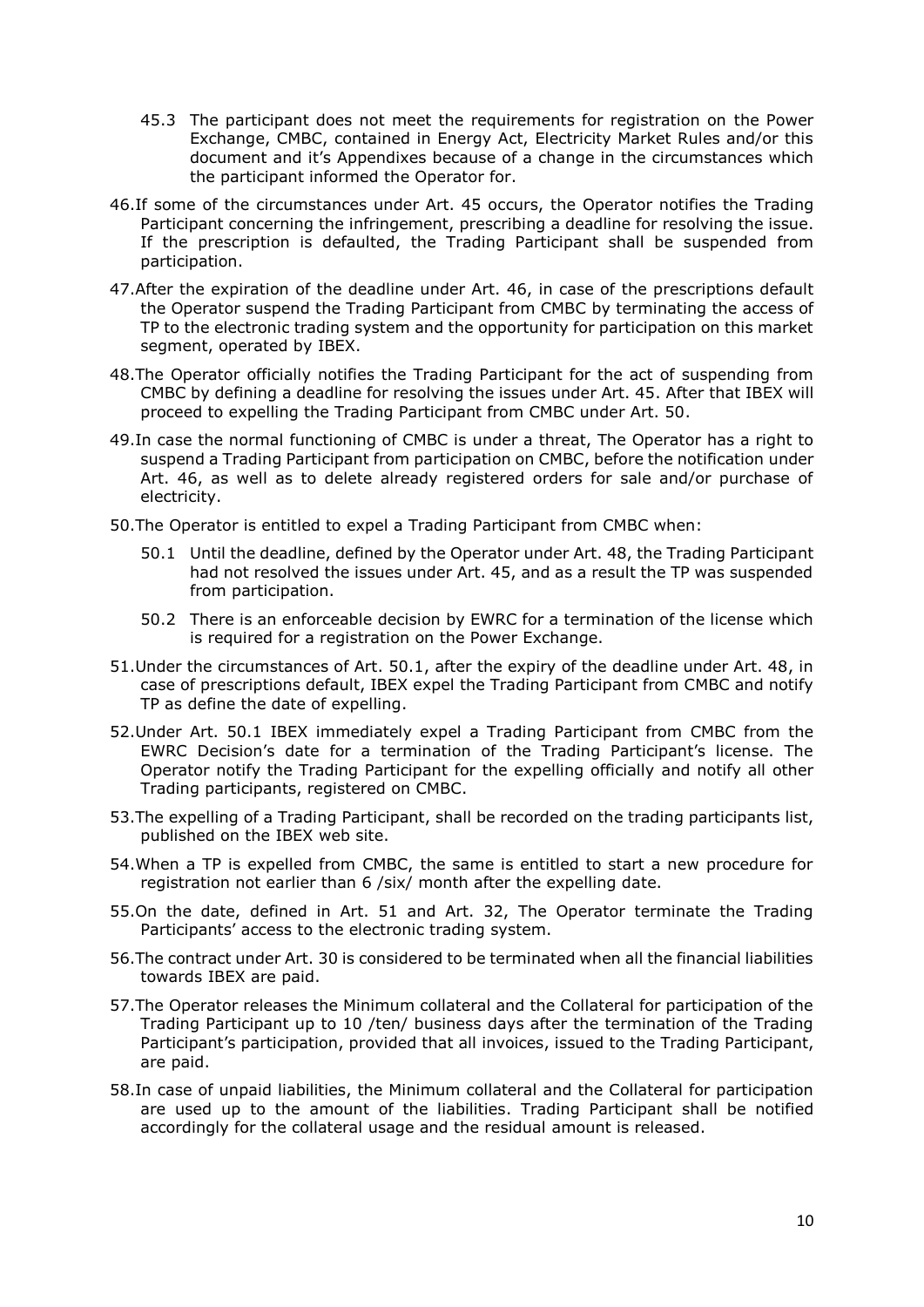45.3 The participant does not meet the requirements for registration on the Power Exchange, CMBC, contained in Energy Act, Electricity Market Rules and/or this document and it's Appendixes because of a change in the circumstances which the participant informed the Operator for.

46. If some of the circumstances under Art. 45 occurs, the Operator notifies the Trading Participant concerning the infringement, prescribing a deadline for resolving the issue. If the prescription is defaulted, the Trading Participant shall be suspended from participation.

47. After the expiration of the deadline under Art. 46, in case of the prescriptions default the Operator suspend the Trading Participant from CMBC by terminating the access of TP to the electronic trading system and the opportunity for participation on this market segment, operated by IBEX.

48. The Operator officially notifies the Trading Participant for the act of suspending from CMBC by defining a deadline for resolving the issues under Art. 45. After that IBEX will proceed to expelling the Trading Participant from CMBC under Art. 50.

49. In case the normal functioning of CMBC is under a threat, The Operator has a right to suspend a Trading Participant from participation on CMBC, before the notification under Art. 46, as well as to delete already registered orders for sale and/or purchase of electricity.

50. The Operator is entitled to expel a Trading Participant from CMBC when:

50.1 Until the deadline, defined by the Operator under Art. 48, the Trading Participant had not resolved the issues under Art. 45, and as a result the TP was suspended from participation.

50.2 There is an enforceable decision by EWRC for a termination of the license which is required for a registration on the Power Exchange.

51. Under the circumstances of Art. 50.1, after the expiry of the deadline under Art. 48, in case of prescriptions default, IBEX expel the Trading Participant from CMBC and notify TP as define the date of expelling.

52. Under Art. 50.1 IBEX immediately expel a Trading Participant from CMBC from the EWRC Decision's date for a termination of the Trading Participant's license. The Operator notify the Trading Participant for the expelling officially and notify all other Trading participants, registered on CMBC.

53. The expelling of a Trading Participant, shall be recorded on the trading participants list, published on the IBEX web site.

54. When a TP is expelled from CMBC, the same is entitled to start a new procedure for registration not earlier than 6 /six/ month after the expelling date.

55. On the date, defined in Art. 51 and Art. 32, The Operator terminate the Trading Participants' access to the electronic trading system.

56. The contract under Art. 30 is considered to be terminated when all the financial liabilities towards IBEX are paid.

57. The Operator releases the Minimum collateral and the Collateral for participation of the Trading Participant up to 10 /ten/ business days after the termination of the Trading Participant's participation, provided that all invoices, issued to the Trading Participant, are paid.

58. In case of unpaid liabilities, the Minimum collateral and the Collateral for participation are used up to the amount of the liabilities. Trading Participant shall be notified accordingly for the collateral usage and the residual amount is released.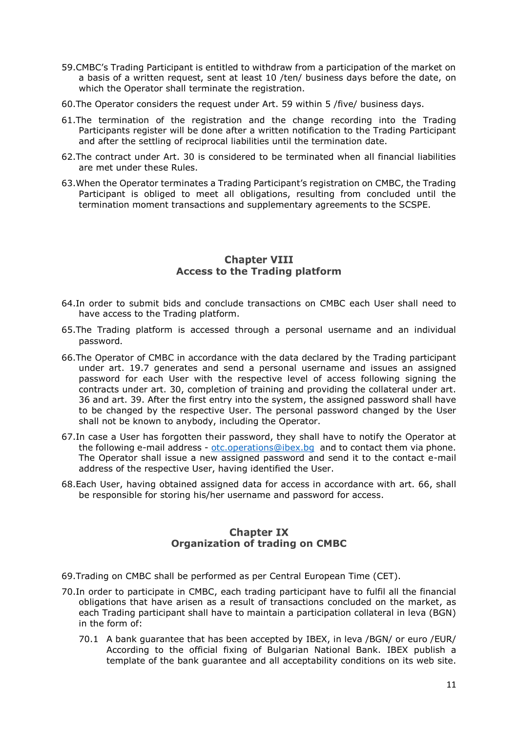59.CMBC's Trading Participant is entitled to withdraw from a participation of the market on a basis of a written request, sent at least 10 /ten/ business days before the date, on which the Operator shall terminate the registration.

60.The Operator considers the request under Art. 59 within 5 /five/ business days.

61.The termination of the registration and the change recording into the Trading Participants register will be done after a written notification to the Trading Participant and after the settling of reciprocal liabilities until the termination date.

62.The contract under Art. 30 is considered to be terminated when all financial liabilities are met under these Rules.

63.When the Operator terminates a Trading Participant's registration on CMBC, the Trading Participant is obliged to meet all obligations, resulting from concluded until the termination moment transactions and supplementary agreements to the SCSPE.

## Chapter VIII
## Access to the Trading platform

64.In order to submit bids and conclude transactions on CMBC each User shall need to have access to the Trading platform.

65.The Trading platform is accessed through a personal username and an individual password.

66.The Operator of CMBC in accordance with the data declared by the Trading participant under art. 19.7 generates and send a personal username and issues an assigned password for each User with the respective level of access following signing the contracts under art. 30, completion of training and providing the collateral under art. 36 and art. 39. After the first entry into the system, the assigned password shall have to be changed by the respective User. The personal password changed by the User shall not be known to anybody, including the Operator.

67.In case a User has forgotten their password, they shall have to notify the Operator at the following e-mail address - otc.operations@ibex.bg and to contact them via phone. The Operator shall issue a new assigned password and send it to the contact e-mail address of the respective User, having identified the User.

68.Each User, having obtained assigned data for access in accordance with art. 66, shall be responsible for storing his/her username and password for access.

## Chapter IX
## Organization of trading on CMBC

69.Trading on CMBC shall be performed as per Central European Time (CET).

70.In order to participate in CMBC, each trading participant have to fulfil all the financial obligations that have arisen as a result of transactions concluded on the market, as each Trading participant shall have to maintain a participation collateral in leva (BGN) in the form of:

70.1 A bank guarantee that has been accepted by IBEX, in leva /BGN/ or euro /EUR/ According to the official fixing of Bulgarian National Bank. IBEX publish a template of the bank guarantee and all acceptability conditions on its web site.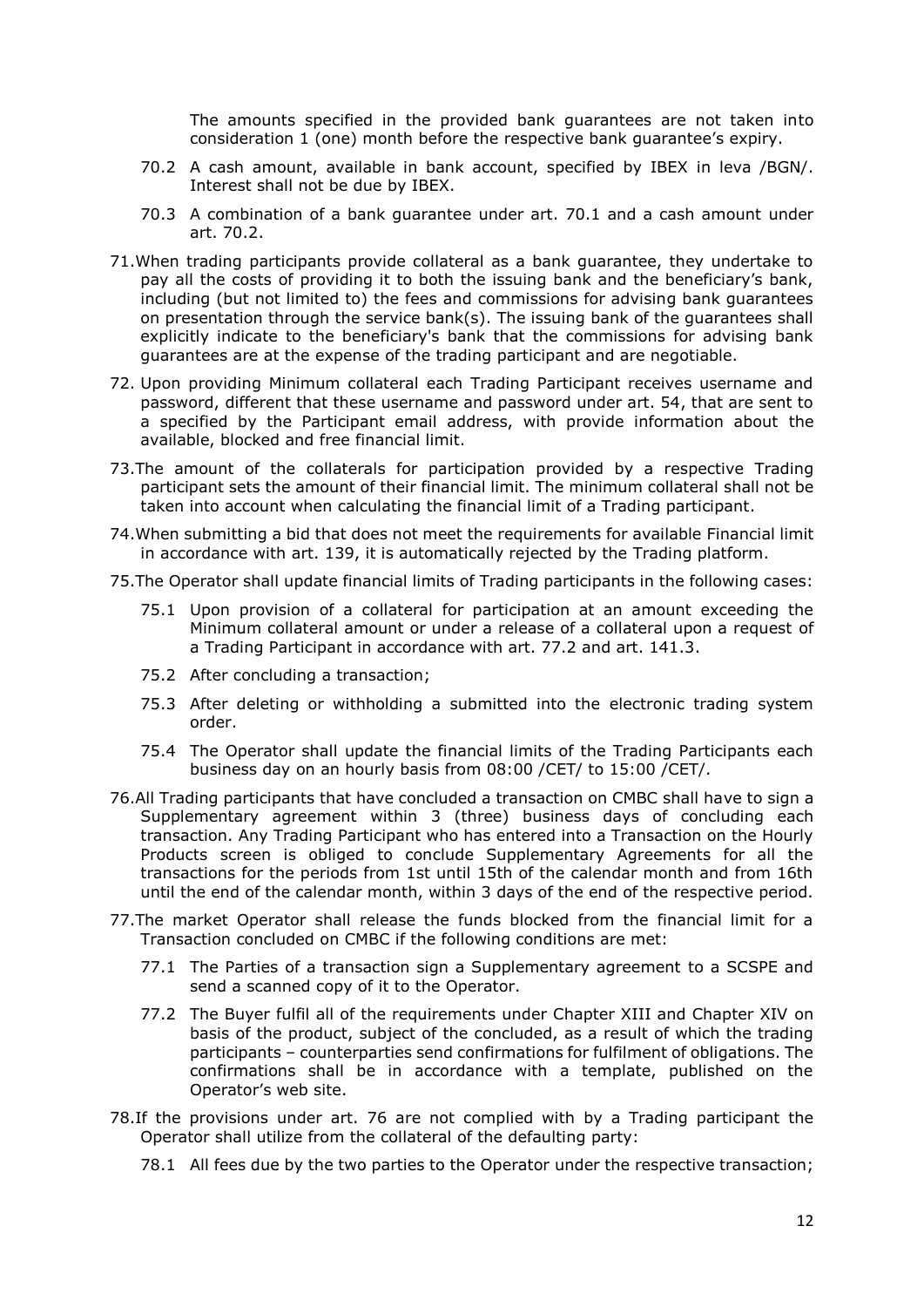The amounts specified in the provided bank guarantees are not taken into consideration 1 (one) month before the respective bank guarantee's expiry.

70.2 A cash amount, available in bank account, specified by IBEX in leva /BGN/. Interest shall not be due by IBEX.

70.3 A combination of a bank guarantee under art. 70.1 and a cash amount under art. 70.2.

71. When trading participants provide collateral as a bank guarantee, they undertake to pay all the costs of providing it to both the issuing bank and the beneficiary's bank, including (but not limited to) the fees and commissions for advising bank guarantees on presentation through the service bank(s). The issuing bank of the guarantees shall explicitly indicate to the beneficiary's bank that the commissions for advising bank guarantees are at the expense of the trading participant and are negotiable.

72. Upon providing Minimum collateral each Trading Participant receives username and password, different that these username and password under art. 54, that are sent to a specified by the Participant email address, with provide information about the available, blocked and free financial limit.

73. The amount of the collaterals for participation provided by a respective Trading participant sets the amount of their financial limit. The minimum collateral shall not be taken into account when calculating the financial limit of a Trading participant.

74. When submitting a bid that does not meet the requirements for available Financial limit in accordance with art. 139, it is automatically rejected by the Trading platform.

75. The Operator shall update financial limits of Trading participants in the following cases:

75.1 Upon provision of a collateral for participation at an amount exceeding the Minimum collateral amount or under a release of a collateral upon a request of a Trading Participant in accordance with art. 77.2 and art. 141.3.

75.2 After concluding a transaction;

75.3 After deleting or withholding a submitted into the electronic trading system order.

75.4 The Operator shall update the financial limits of the Trading Participants each business day on an hourly basis from 08:00 /CET/ to 15:00 /CET/.

76. All Trading participants that have concluded a transaction on CMBC shall have to sign a Supplementary agreement within 3 (three) business days of concluding each transaction. Any Trading Participant who has entered into a Transaction on the Hourly Products screen is obliged to conclude Supplementary Agreements for all the transactions for the periods from 1st until 15th of the calendar month and from 16th until the end of the calendar month, within 3 days of the end of the respective period.

77. The market Operator shall release the funds blocked from the financial limit for a Transaction concluded on CMBC if the following conditions are met:

77.1 The Parties of a transaction sign a Supplementary agreement to a SCSPE and send a scanned copy of it to the Operator.

77.2 The Buyer fulfil all of the requirements under Chapter XIII and Chapter XIV on basis of the product, subject of the concluded, as a result of which the trading participants – counterparties send confirmations for fulfilment of obligations. The confirmations shall be in accordance with a template, published on the Operator's web site.

78. If the provisions under art. 76 are not complied with by a Trading participant the Operator shall utilize from the collateral of the defaulting party:

78.1 All fees due by the two parties to the Operator under the respective transaction;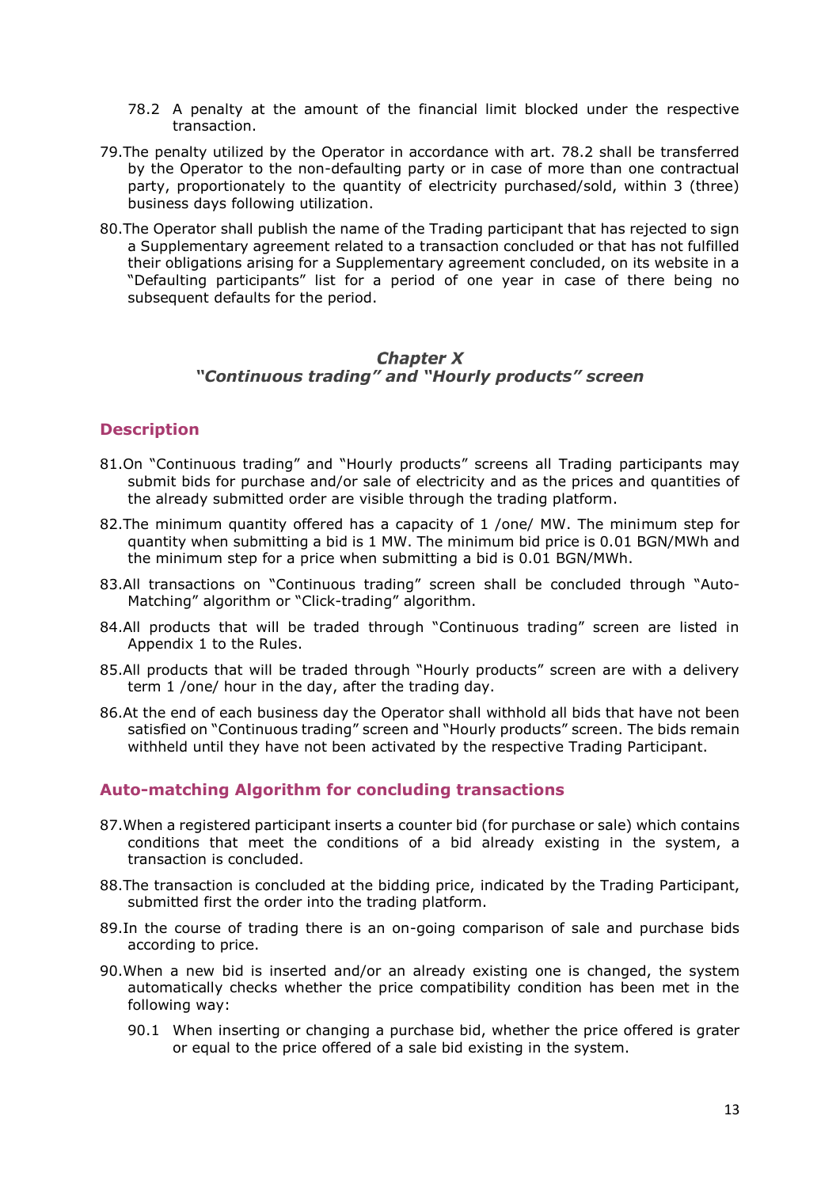78.2 A penalty at the amount of the financial limit blocked under the respective transaction.

79. The penalty utilized by the Operator in accordance with art. 78.2 shall be transferred by the Operator to the non-defaulting party or in case of more than one contractual party, proportionately to the quantity of electricity purchased/sold, within 3 (three) business days following utilization.

80. The Operator shall publish the name of the Trading participant that has rejected to sign a Supplementary agreement related to a transaction concluded or that has not fulfilled their obligations arising for a Supplementary agreement concluded, on its website in a "Defaulting participants" list for a period of one year in case of there being no subsequent defaults for the period.

## *Chapter X*
## *"Continuous trading" and "Hourly products" screen*

### Description

81. On "Continuous trading" and "Hourly products" screens all Trading participants may submit bids for purchase and/or sale of electricity and as the prices and quantities of the already submitted order are visible through the trading platform.

82. The minimum quantity offered has a capacity of 1 /one/ MW. The minimum step for quantity when submitting a bid is 1 MW. The minimum bid price is 0.01 BGN/MWh and the minimum step for a price when submitting a bid is 0.01 BGN/MWh.

83. All transactions on "Continuous trading" screen shall be concluded through "Auto-Matching" algorithm or "Click-trading" algorithm.

84. All products that will be traded through "Continuous trading" screen are listed in Appendix 1 to the Rules.

85. All products that will be traded through "Hourly products" screen are with a delivery term 1 /one/ hour in the day, after the trading day.

86. At the end of each business day the Operator shall withhold all bids that have not been satisfied on "Continuous trading" screen and "Hourly products" screen. The bids remain withheld until they have not been activated by the respective Trading Participant.

### Auto-matching Algorithm for concluding transactions

87. When a registered participant inserts a counter bid (for purchase or sale) which contains conditions that meet the conditions of a bid already existing in the system, a transaction is concluded.

88. The transaction is concluded at the bidding price, indicated by the Trading Participant, submitted first the order into the trading platform.

89. In the course of trading there is an on-going comparison of sale and purchase bids according to price.

90. When a new bid is inserted and/or an already existing one is changed, the system automatically checks whether the price compatibility condition has been met in the following way:

90.1 When inserting or changing a purchase bid, whether the price offered is grater or equal to the price offered of a sale bid existing in the system.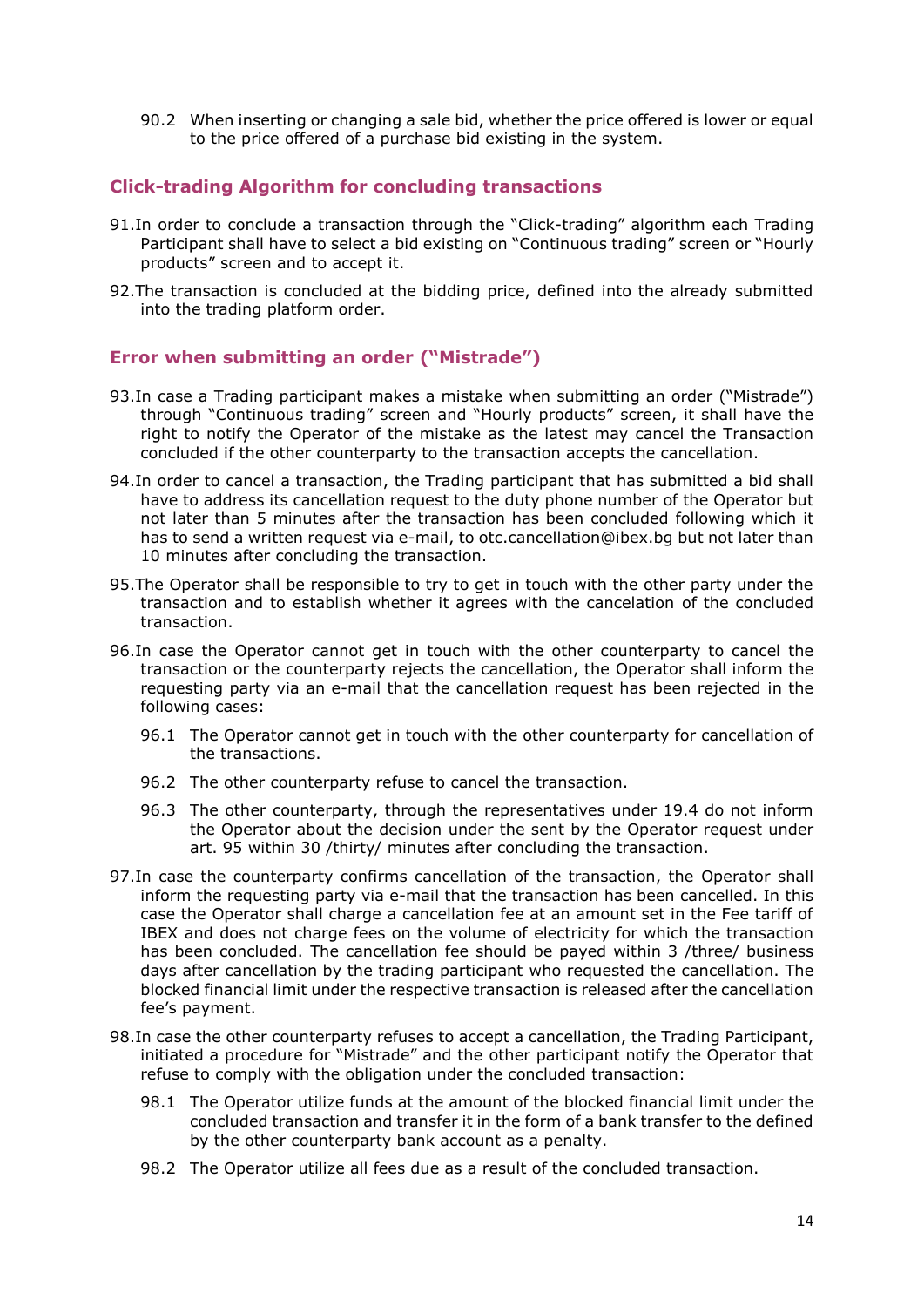90.2 When inserting or changing a sale bid, whether the price offered is lower or equal to the price offered of a purchase bid existing in the system.

## Click-trading Algorithm for concluding transactions

91. In order to conclude a transaction through the "Click-trading" algorithm each Trading Participant shall have to select a bid existing on "Continuous trading" screen or "Hourly products" screen and to accept it.

92. The transaction is concluded at the bidding price, defined into the already submitted into the trading platform order.

## Error when submitting an order ("Mistrade")

93. In case a Trading participant makes a mistake when submitting an order ("Mistrade") through "Continuous trading" screen and "Hourly products" screen, it shall have the right to notify the Operator of the mistake as the latest may cancel the Transaction concluded if the other counterparty to the transaction accepts the cancellation.

94. In order to cancel a transaction, the Trading participant that has submitted a bid shall have to address its cancellation request to the duty phone number of the Operator but not later than 5 minutes after the transaction has been concluded following which it has to send a written request via e-mail, to otc.cancellation@ibex.bg but not later than 10 minutes after concluding the transaction.

95. The Operator shall be responsible to try to get in touch with the other party under the transaction and to establish whether it agrees with the cancelation of the concluded transaction.

96. In case the Operator cannot get in touch with the other counterparty to cancel the transaction or the counterparty rejects the cancellation, the Operator shall inform the requesting party via an e-mail that the cancellation request has been rejected in the following cases:

    96.1 The Operator cannot get in touch with the other counterparty for cancellation of the transactions.

    96.2 The other counterparty refuse to cancel the transaction.

    96.3 The other counterparty, through the representatives under 19.4 do not inform the Operator about the decision under the sent by the Operator request under art. 95 within 30 /thirty/ minutes after concluding the transaction.

97. In case the counterparty confirms cancellation of the transaction, the Operator shall inform the requesting party via e-mail that the transaction has been cancelled. In this case the Operator shall charge a cancellation fee at an amount set in the Fee tariff of IBEX and does not charge fees on the volume of electricity for which the transaction has been concluded. The cancellation fee should be payed within 3 /three/ business days after cancellation by the trading participant who requested the cancellation. The blocked financial limit under the respective transaction is released after the cancellation fee's payment.

98. In case the other counterparty refuses to accept a cancellation, the Trading Participant, initiated a procedure for "Mistrade" and the other participant notify the Operator that refuse to comply with the obligation under the concluded transaction:

    98.1 The Operator utilize funds at the amount of the blocked financial limit under the concluded transaction and transfer it in the form of a bank transfer to the defined by the other counterparty bank account as a penalty.

    98.2 The Operator utilize all fees due as a result of the concluded transaction.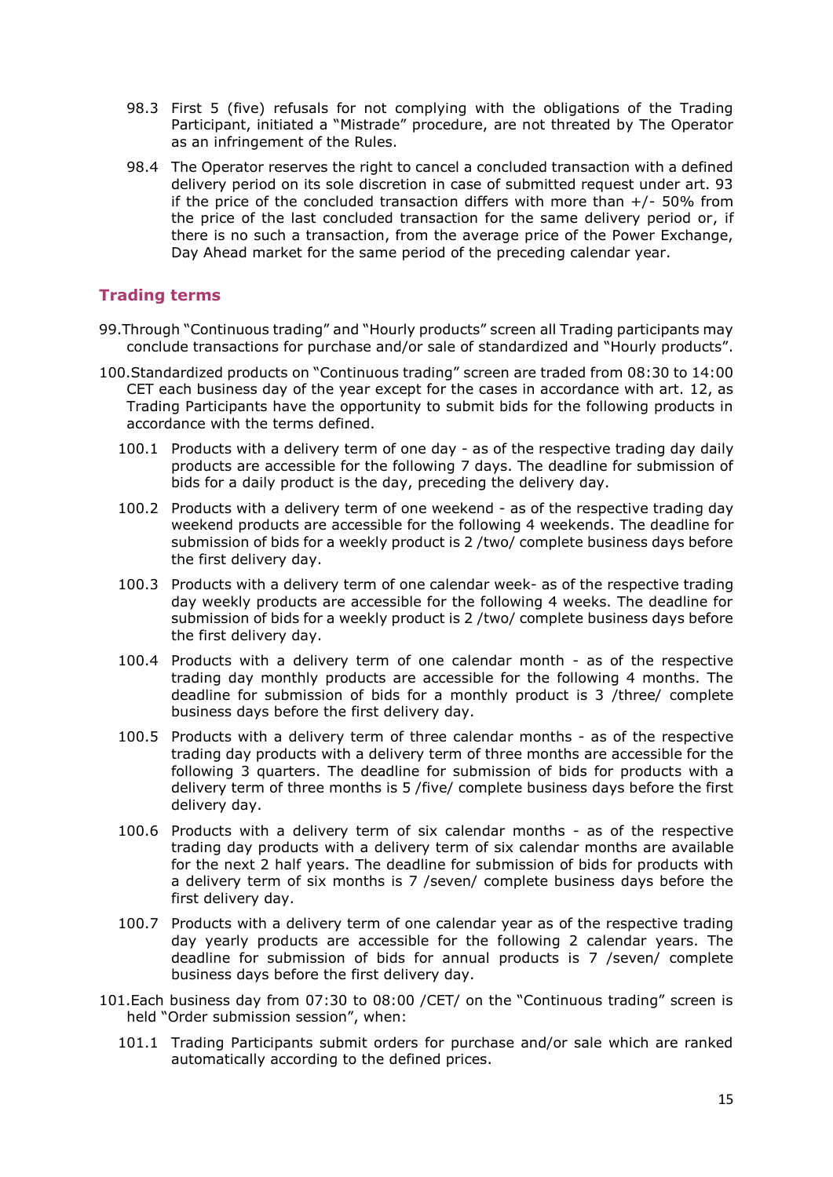98.3 First 5 (five) refusals for not complying with the obligations of the Trading Participant, initiated a "Mistrade" procedure, are not threated by The Operator as an infringement of the Rules.

98.4 The Operator reserves the right to cancel a concluded transaction with a defined delivery period on its sole discretion in case of submitted request under art. 93 if the price of the concluded transaction differs with more than +/- 50% from the price of the last concluded transaction for the same delivery period or, if there is no such a transaction, from the average price of the Power Exchange, Day Ahead market for the same period of the preceding calendar year.

## Trading terms

99. Through "Continuous trading" and "Hourly products" screen all Trading participants may conclude transactions for purchase and/or sale of standardized and "Hourly products".

100. Standardized products on "Continuous trading" screen are traded from 08:30 to 14:00 CET each business day of the year except for the cases in accordance with art. 12, as Trading Participants have the opportunity to submit bids for the following products in accordance with the terms defined.

100.1 Products with a delivery term of one day - as of the respective trading day daily products are accessible for the following 7 days. The deadline for submission of bids for a daily product is the day, preceding the delivery day.

100.2 Products with a delivery term of one weekend - as of the respective trading day weekend products are accessible for the following 4 weekends. The deadline for submission of bids for a weekly product is 2 /two/ complete business days before the first delivery day.

100.3 Products with a delivery term of one calendar week- as of the respective trading day weekly products are accessible for the following 4 weeks. The deadline for submission of bids for a weekly product is 2 /two/ complete business days before the first delivery day.

100.4 Products with a delivery term of one calendar month - as of the respective trading day monthly products are accessible for the following 4 months. The deadline for submission of bids for a monthly product is 3 /three/ complete business days before the first delivery day.

100.5 Products with a delivery term of three calendar months - as of the respective trading day products with a delivery term of three months are accessible for the following 3 quarters. The deadline for submission of bids for products with a delivery term of three months is 5 /five/ complete business days before the first delivery day.

100.6 Products with a delivery term of six calendar months - as of the respective trading day products with a delivery term of six calendar months are available for the next 2 half years. The deadline for submission of bids for products with a delivery term of six months is 7 /seven/ complete business days before the first delivery day.

100.7 Products with a delivery term of one calendar year as of the respective trading day yearly products are accessible for the following 2 calendar years. The deadline for submission of bids for annual products is 7 /seven/ complete business days before the first delivery day.

101. Each business day from 07:30 to 08:00 /CET/ on the "Continuous trading" screen is held "Order submission session", when:

101.1 Trading Participants submit orders for purchase and/or sale which are ranked automatically according to the defined prices.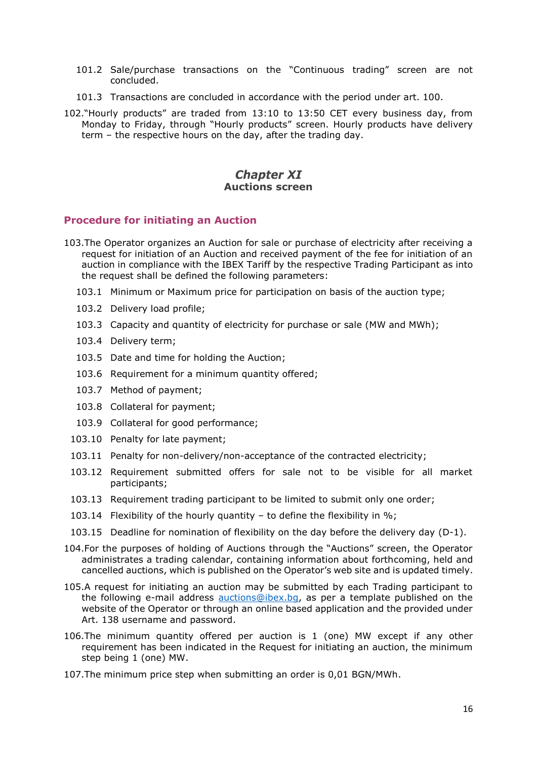101.2 Sale/purchase transactions on the "Continuous trading" screen are not concluded.

101.3 Transactions are concluded in accordance with the period under art. 100.

102.“Hourly products” are traded from 13:10 to 13:50 CET every business day, from Monday to Friday, through "Hourly products" screen. Hourly products have delivery term – the respective hours on the day, after the trading day.

## *Chapter XI*
## Auctions screen

### Procedure for initiating an Auction

103.The Operator organizes an Auction for sale or purchase of electricity after receiving a request for initiation of an Auction and received payment of the fee for initiation of an auction in compliance with the IBEX Tariff by the respective Trading Participant as into the request shall be defined the following parameters:

103.1 Minimum or Maximum price for participation on basis of the auction type;

103.2 Delivery load profile;

103.3 Capacity and quantity of electricity for purchase or sale (MW and MWh);

103.4 Delivery term;

103.5 Date and time for holding the Auction;

103.6 Requirement for a minimum quantity offered;

103.7 Method of payment;

103.8 Collateral for payment;

103.9 Collateral for good performance;

103.10 Penalty for late payment;

103.11 Penalty for non-delivery/non-acceptance of the contracted electricity;

103.12 Requirement submitted offers for sale not to be visible for all market participants;

103.13 Requirement trading participant to be limited to submit only one order;

103.14 Flexibility of the hourly quantity – to define the flexibility in %;

103.15 Deadline for nomination of flexibility on the day before the delivery day (D-1).

104.For the purposes of holding of Auctions through the "Auctions" screen, the Operator administrates a trading calendar, containing information about forthcoming, held and cancelled auctions, which is published on the Operator's web site and is updated timely.

105.A request for initiating an auction may be submitted by each Trading participant to the following e-mail address auctions@ibex.bg, as per a template published on the website of the Operator or through an online based application and the provided under Art. 138 username and password.

106.The minimum quantity offered per auction is 1 (one) MW except if any other requirement has been indicated in the Request for initiating an auction, the minimum step being 1 (one) MW.

107.The minimum price step when submitting an order is 0,01 BGN/MWh.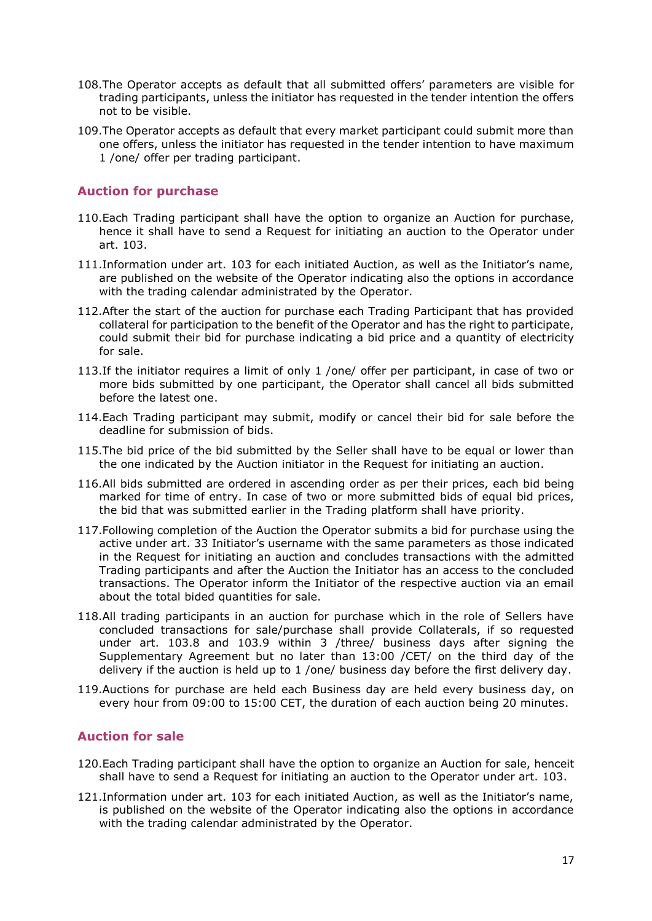108.The Operator accepts as default that all submitted offers' parameters are visible for trading participants, unless the initiator has requested in the tender intention the offers not to be visible.

109.The Operator accepts as default that every market participant could submit more than one offers, unless the initiator has requested in the tender intention to have maximum 1 /one/ offer per trading participant.

## Auction for purchase

110.Each Trading participant shall have the option to organize an Auction for purchase, hence it shall have to send a Request for initiating an auction to the Operator under art. 103.

111.Information under art. 103 for each initiated Auction, as well as the Initiator's name, are published on the website of the Operator indicating also the options in accordance with the trading calendar administrated by the Operator.

112.After the start of the auction for purchase each Trading Participant that has provided collateral for participation to the benefit of the Operator and has the right to participate, could submit their bid for purchase indicating a bid price and a quantity of electricity for sale.

113.If the initiator requires a limit of only 1 /one/ offer per participant, in case of two or more bids submitted by one participant, the Operator shall cancel all bids submitted before the latest one.

114.Each Trading participant may submit, modify or cancel their bid for sale before the deadline for submission of bids.

115.The bid price of the bid submitted by the Seller shall have to be equal or lower than the one indicated by the Auction initiator in the Request for initiating an auction.

116.All bids submitted are ordered in ascending order as per their prices, each bid being marked for time of entry. In case of two or more submitted bids of equal bid prices, the bid that was submitted earlier in the Trading platform shall have priority.

117.Following completion of the Auction the Operator submits a bid for purchase using the active under art. 33 Initiator's username with the same parameters as those indicated in the Request for initiating an auction and concludes transactions with the admitted Trading participants and after the Auction the Initiator has an access to the concluded transactions. The Operator inform the Initiator of the respective auction via an email about the total bided quantities for sale.

118.All trading participants in an auction for purchase which in the role of Sellers have concluded transactions for sale/purchase shall provide Collaterals, if so requested under art. 103.8 and 103.9 within 3 /three/ business days after signing the Supplementary Agreement but no later than 13:00 /CET/ on the third day of the delivery if the auction is held up to 1 /one/ business day before the first delivery day.

119.Auctions for purchase are held each Business day are held every business day, on every hour from 09:00 to 15:00 CET, the duration of each auction being 20 minutes.

## Auction for sale

120.Each Trading participant shall have the option to organize an Auction for sale, henceit shall have to send a Request for initiating an auction to the Operator under art. 103.

121.Information under art. 103 for each initiated Auction, as well as the Initiator's name, is published on the website of the Operator indicating also the options in accordance with the trading calendar administrated by the Operator.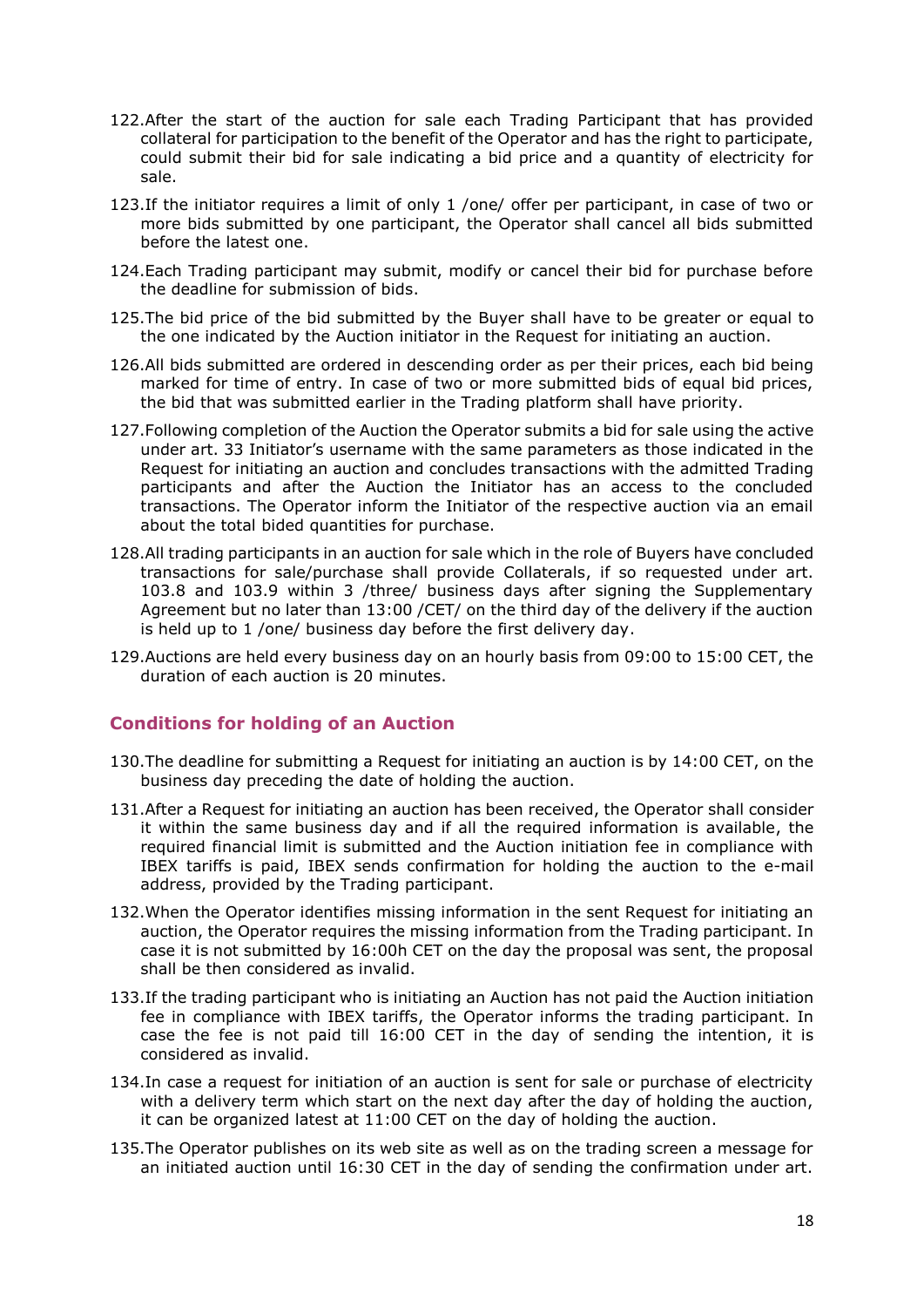122. After the start of the auction for sale each Trading Participant that has provided collateral for participation to the benefit of the Operator and has the right to participate, could submit their bid for sale indicating a bid price and a quantity of electricity for sale.

123. If the initiator requires a limit of only 1 /one/ offer per participant, in case of two or more bids submitted by one participant, the Operator shall cancel all bids submitted before the latest one.

124. Each Trading participant may submit, modify or cancel their bid for purchase before the deadline for submission of bids.

125. The bid price of the bid submitted by the Buyer shall have to be greater or equal to the one indicated by the Auction initiator in the Request for initiating an auction.

126. All bids submitted are ordered in descending order as per their prices, each bid being marked for time of entry. In case of two or more submitted bids of equal bid prices, the bid that was submitted earlier in the Trading platform shall have priority.

127. Following completion of the Auction the Operator submits a bid for sale using the active under art. 33 Initiator's username with the same parameters as those indicated in the Request for initiating an auction and concludes transactions with the admitted Trading participants and after the Auction the Initiator has an access to the concluded transactions. The Operator inform the Initiator of the respective auction via an email about the total bided quantities for purchase.

128. All trading participants in an auction for sale which in the role of Buyers have concluded transactions for sale/purchase shall provide Collaterals, if so requested under art. 103.8 and 103.9 within 3 /three/ business days after signing the Supplementary Agreement but no later than 13:00 /CET/ on the third day of the delivery if the auction is held up to 1 /one/ business day before the first delivery day.

129. Auctions are held every business day on an hourly basis from 09:00 to 15:00 CET, the duration of each auction is 20 minutes.

## Conditions for holding of an Auction

130. The deadline for submitting a Request for initiating an auction is by 14:00 CET, on the business day preceding the date of holding the auction.

131. After a Request for initiating an auction has been received, the Operator shall consider it within the same business day and if all the required information is available, the required financial limit is submitted and the Auction initiation fee in compliance with IBEX tariffs is paid, IBEX sends confirmation for holding the auction to the e-mail address, provided by the Trading participant.

132. When the Operator identifies missing information in the sent Request for initiating an auction, the Operator requires the missing information from the Trading participant. In case it is not submitted by 16:00h CET on the day the proposal was sent, the proposal shall be then considered as invalid.

133. If the trading participant who is initiating an Auction has not paid the Auction initiation fee in compliance with IBEX tariffs, the Operator informs the trading participant. In case the fee is not paid till 16:00 CET in the day of sending the intention, it is considered as invalid.

134. In case a request for initiation of an auction is sent for sale or purchase of electricity with a delivery term which start on the next day after the day of holding the auction, it can be organized latest at 11:00 CET on the day of holding the auction.

135. The Operator publishes on its web site as well as on the trading screen a message for an initiated auction until 16:30 CET in the day of sending the confirmation under art.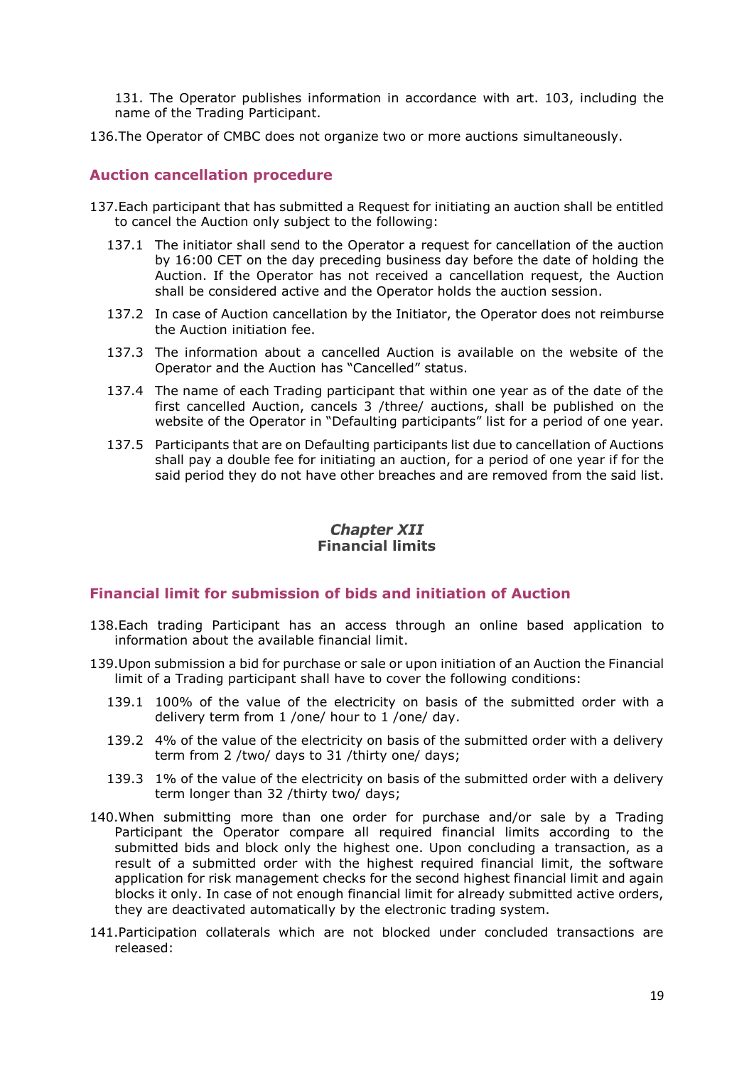131. The Operator publishes information in accordance with art. 103, including the name of the Trading Participant.

136. The Operator of CMBC does not organize two or more auctions simultaneously.

## Auction cancellation procedure

137. Each participant that has submitted a Request for initiating an auction shall be entitled to cancel the Auction only subject to the following:

  137.1 The initiator shall send to the Operator a request for cancellation of the auction by 16:00 CET on the day preceding business day before the date of holding the Auction. If the Operator has not received a cancellation request, the Auction shall be considered active and the Operator holds the auction session.

  137.2 In case of Auction cancellation by the Initiator, the Operator does not reimburse the Auction initiation fee.

  137.3 The information about a cancelled Auction is available on the website of the Operator and the Auction has "Cancelled" status.

  137.4 The name of each Trading participant that within one year as of the date of the first cancelled Auction, cancels 3 /three/ auctions, shall be published on the website of the Operator in "Defaulting participants" list for a period of one year.

  137.5 Participants that are on Defaulting participants list due to cancellation of Auctions shall pay a double fee for initiating an auction, for a period of one year if for the said period they do not have other breaches and are removed from the said list.

# *Chapter XII*
# Financial limits

## Financial limit for submission of bids and initiation of Auction

138. Each trading Participant has an access through an online based application to information about the available financial limit.

139. Upon submission a bid for purchase or sale or upon initiation of an Auction the Financial limit of a Trading participant shall have to cover the following conditions:

  139.1 100% of the value of the electricity on basis of the submitted order with a delivery term from 1 /one/ hour to 1 /one/ day.

  139.2 4% of the value of the electricity on basis of the submitted order with a delivery term from 2 /two/ days to 31 /thirty one/ days;

  139.3 1% of the value of the electricity on basis of the submitted order with a delivery term longer than 32 /thirty two/ days;

140. When submitting more than one order for purchase and/or sale by a Trading Participant the Operator compare all required financial limits according to the submitted bids and block only the highest one. Upon concluding a transaction, as a result of a submitted order with the highest required financial limit, the software application for risk management checks for the second highest financial limit and again blocks it only. In case of not enough financial limit for already submitted active orders, they are deactivated automatically by the electronic trading system.

141. Participation collaterals which are not blocked under concluded transactions are released: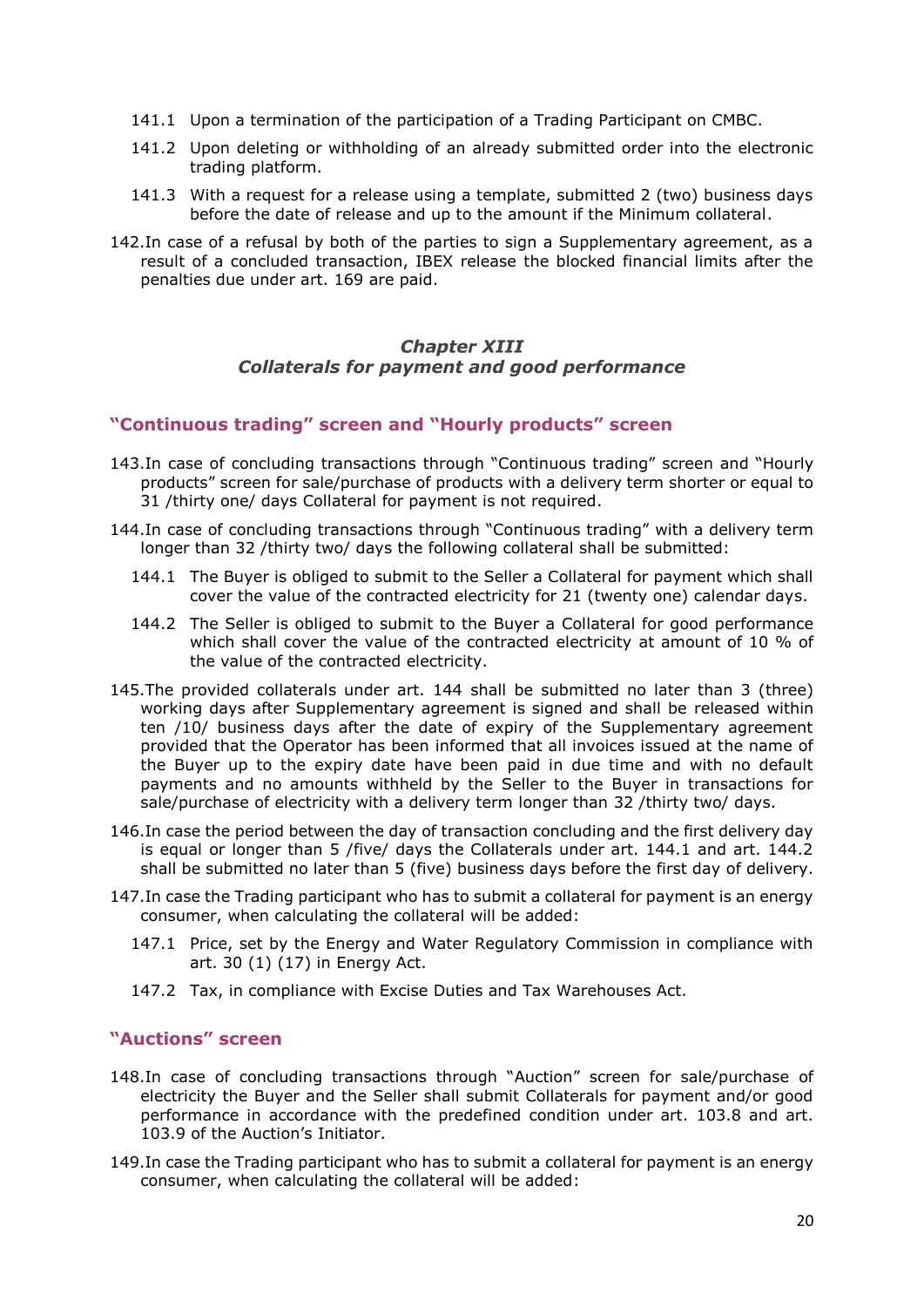141.1 Upon a termination of the participation of a Trading Participant on CMBC.

141.2 Upon deleting or withholding of an already submitted order into the electronic trading platform.

141.3 With a request for a release using a template, submitted 2 (two) business days before the date of release and up to the amount if the Minimum collateral.

142. In case of a refusal by both of the parties to sign a Supplementary agreement, as a result of a concluded transaction, IBEX release the blocked financial limits after the penalties due under art. 169 are paid.

## *Chapter XIII*
## *Collaterals for payment and good performance*

### "Continuous trading" screen and "Hourly products" screen

143. In case of concluding transactions through "Continuous trading" screen and "Hourly products" screen for sale/purchase of products with a delivery term shorter or equal to 31 /thirty one/ days Collateral for payment is not required.

144. In case of concluding transactions through "Continuous trading" with a delivery term longer than 32 /thirty two/ days the following collateral shall be submitted:

144.1 The Buyer is obliged to submit to the Seller a Collateral for payment which shall cover the value of the contracted electricity for 21 (twenty one) calendar days.

144.2 The Seller is obliged to submit to the Buyer a Collateral for good performance which shall cover the value of the contracted electricity at amount of 10 % of the value of the contracted electricity.

145. The provided collaterals under art. 144 shall be submitted no later than 3 (three) working days after Supplementary agreement is signed and shall be released within ten /10/ business days after the date of expiry of the Supplementary agreement provided that the Operator has been informed that all invoices issued at the name of the Buyer up to the expiry date have been paid in due time and with no default payments and no amounts withheld by the Seller to the Buyer in transactions for sale/purchase of electricity with a delivery term longer than 32 /thirty two/ days.

146. In case the period between the day of transaction concluding and the first delivery day is equal or longer than 5 /five/ days the Collaterals under art. 144.1 and art. 144.2 shall be submitted no later than 5 (five) business days before the first day of delivery.

147. In case the Trading participant who has to submit a collateral for payment is an energy consumer, when calculating the collateral will be added:

147.1 Price, set by the Energy and Water Regulatory Commission in compliance with art. 30 (1) (17) in Energy Act.

147.2 Tax, in compliance with Excise Duties and Tax Warehouses Act.

### "Auctions" screen

148. In case of concluding transactions through "Auction" screen for sale/purchase of electricity the Buyer and the Seller shall submit Collaterals for payment and/or good performance in accordance with the predefined condition under art. 103.8 and art. 103.9 of the Auction's Initiator.

149. In case the Trading participant who has to submit a collateral for payment is an energy consumer, when calculating the collateral will be added: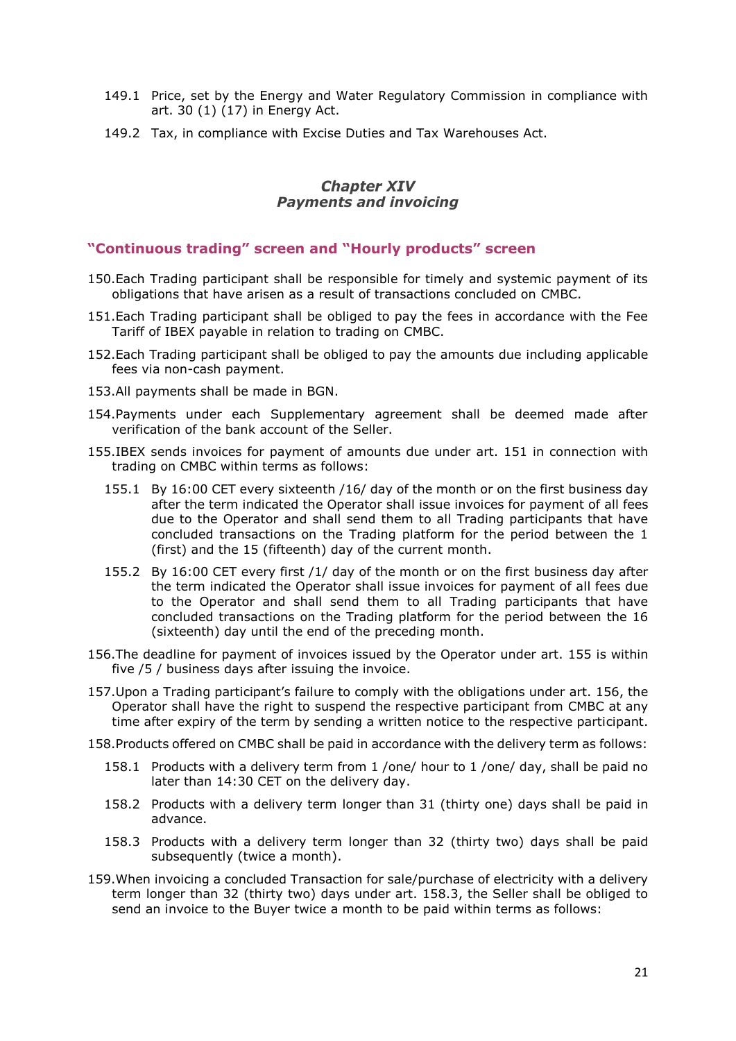149.1 Price, set by the Energy and Water Regulatory Commission in compliance with art. 30 (1) (17) in Energy Act.

149.2 Tax, in compliance with Excise Duties and Tax Warehouses Act.

## *Chapter XIV*
## *Payments and invoicing*

### "Continuous trading" screen and "Hourly products" screen

150. Each Trading participant shall be responsible for timely and systemic payment of its obligations that have arisen as a result of transactions concluded on CMBC.

151. Each Trading participant shall be obliged to pay the fees in accordance with the Fee Tariff of IBEX payable in relation to trading on CMBC.

152. Each Trading participant shall be obliged to pay the amounts due including applicable fees via non-cash payment.

153. All payments shall be made in BGN.

154. Payments under each Supplementary agreement shall be deemed made after verification of the bank account of the Seller.

155. IBEX sends invoices for payment of amounts due under art. 151 in connection with trading on CMBC within terms as follows:

155.1 By 16:00 CET every sixteenth /16/ day of the month or on the first business day after the term indicated the Operator shall issue invoices for payment of all fees due to the Operator and shall send them to all Trading participants that have concluded transactions on the Trading platform for the period between the 1 (first) and the 15 (fifteenth) day of the current month.

155.2 By 16:00 CET every first /1/ day of the month or on the first business day after the term indicated the Operator shall issue invoices for payment of all fees due to the Operator and shall send them to all Trading participants that have concluded transactions on the Trading platform for the period between the 16 (sixteenth) day until the end of the preceding month.

156. The deadline for payment of invoices issued by the Operator under art. 155 is within five /5 / business days after issuing the invoice.

157. Upon a Trading participant's failure to comply with the obligations under art. 156, the Operator shall have the right to suspend the respective participant from CMBC at any time after expiry of the term by sending a written notice to the respective participant.

158. Products offered on CMBC shall be paid in accordance with the delivery term as follows:

158.1 Products with a delivery term from 1 /one/ hour to 1 /one/ day, shall be paid no later than 14:30 CET on the delivery day.

158.2 Products with a delivery term longer than 31 (thirty one) days shall be paid in advance.

158.3 Products with a delivery term longer than 32 (thirty two) days shall be paid subsequently (twice a month).

159. When invoicing a concluded Transaction for sale/purchase of electricity with a delivery term longer than 32 (thirty two) days under art. 158.3, the Seller shall be obliged to send an invoice to the Buyer twice a month to be paid within terms as follows: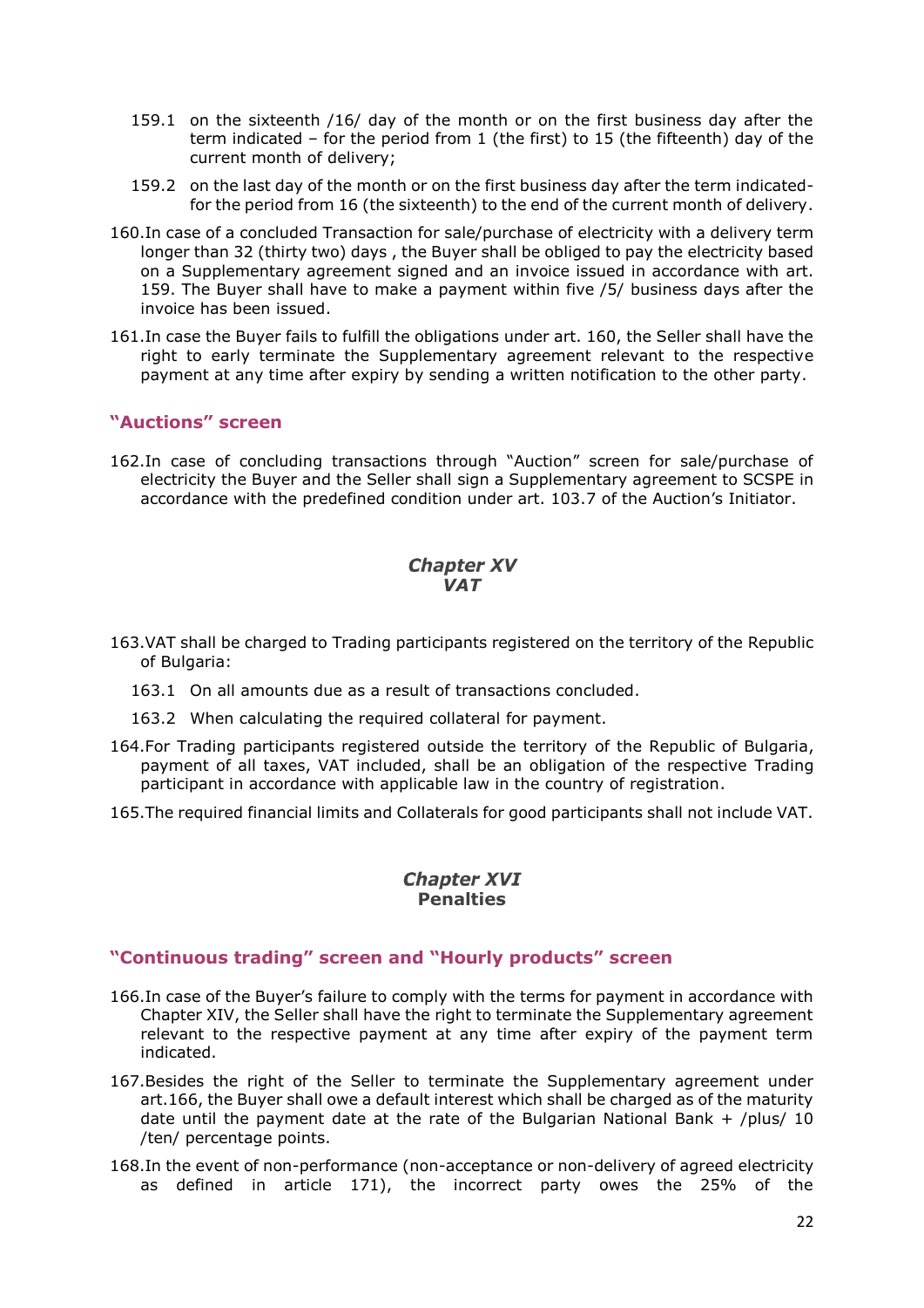159.1 on the sixteenth /16/ day of the month or on the first business day after the term indicated – for the period from 1 (the first) to 15 (the fifteenth) day of the current month of delivery;

159.2 on the last day of the month or on the first business day after the term indicated- for the period from 16 (the sixteenth) to the end of the current month of delivery.

160. In case of a concluded Transaction for sale/purchase of electricity with a delivery term longer than 32 (thirty two) days , the Buyer shall be obliged to pay the electricity based on a Supplementary agreement signed and an invoice issued in accordance with art. 159. The Buyer shall have to make a payment within five /5/ business days after the invoice has been issued.

161. In case the Buyer fails to fulfill the obligations under art. 160, the Seller shall have the right to early terminate the Supplementary agreement relevant to the respective payment at any time after expiry by sending a written notification to the other party.

### "Auctions" screen

162. In case of concluding transactions through "Auction" screen for sale/purchase of electricity the Buyer and the Seller shall sign a Supplementary agreement to SCSPE in accordance with the predefined condition under art. 103.7 of the Auction's Initiator.

## *Chapter XV*
## *VAT*

163. VAT shall be charged to Trading participants registered on the territory of the Republic of Bulgaria:

163.1 On all amounts due as a result of transactions concluded.

163.2 When calculating the required collateral for payment.

164. For Trading participants registered outside the territory of the Republic of Bulgaria, payment of all taxes, VAT included, shall be an obligation of the respective Trading participant in accordance with applicable law in the country of registration.

165. The required financial limits and Collaterals for good participants shall not include VAT.

## *Chapter XVI*
## **Penalties**

### "Continuous trading" screen and "Hourly products" screen

166. In case of the Buyer's failure to comply with the terms for payment in accordance with Chapter XIV, the Seller shall have the right to terminate the Supplementary agreement relevant to the respective payment at any time after expiry of the payment term indicated.

167. Besides the right of the Seller to terminate the Supplementary agreement under art.166, the Buyer shall owe a default interest which shall be charged as of the maturity date until the payment date at the rate of the Bulgarian National Bank + /plus/ 10 /ten/ percentage points.

168. In the event of non-performance (non-acceptance or non-delivery of agreed electricity as defined in article 171), the incorrect party owes the 25% of the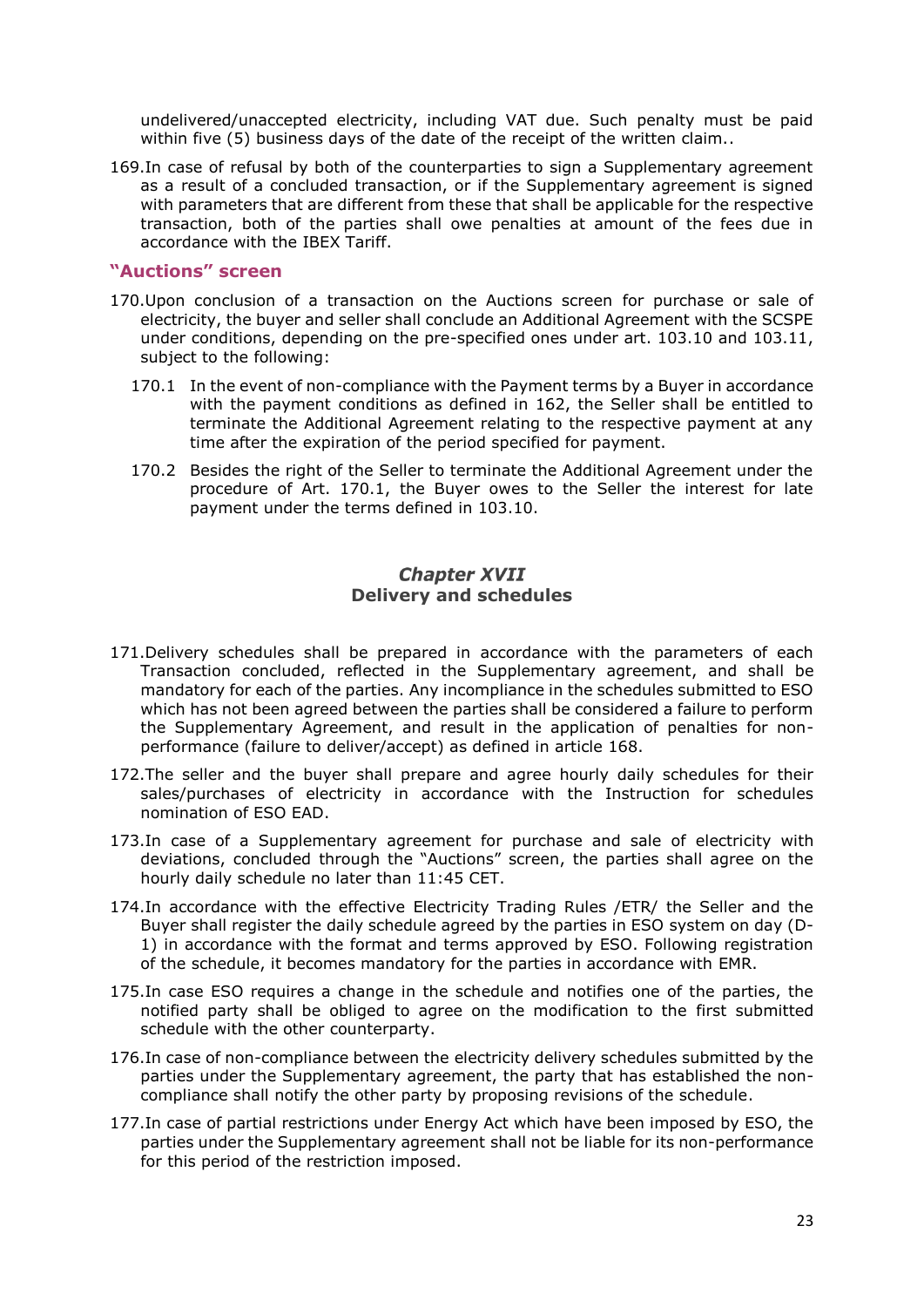undelivered/unaccepted electricity, including VAT due. Such penalty must be paid within five (5) business days of the date of the receipt of the written claim..

169.In case of refusal by both of the counterparties to sign a Supplementary agreement as a result of a concluded transaction, or if the Supplementary agreement is signed with parameters that are different from these that shall be applicable for the respective transaction, both of the parties shall owe penalties at amount of the fees due in accordance with the IBEX Tariff.

### "Auctions" screen

170.Upon conclusion of a transaction on the Auctions screen for purchase or sale of electricity, the buyer and seller shall conclude an Additional Agreement with the SCSPE under conditions, depending on the pre-specified ones under art. 103.10 and 103.11, subject to the following:

170.1 In the event of non-compliance with the Payment terms by a Buyer in accordance with the payment conditions as defined in 162, the Seller shall be entitled to terminate the Additional Agreement relating to the respective payment at any time after the expiration of the period specified for payment.

170.2 Besides the right of the Seller to terminate the Additional Agreement under the procedure of Art. 170.1, the Buyer owes to the Seller the interest for late payment under the terms defined in 103.10.

## *Chapter XVII*
## Delivery and schedules

171.Delivery schedules shall be prepared in accordance with the parameters of each Transaction concluded, reflected in the Supplementary agreement, and shall be mandatory for each of the parties. Any incompliance in the schedules submitted to ESO which has not been agreed between the parties shall be considered a failure to perform the Supplementary Agreement, and result in the application of penalties for non-performance (failure to deliver/accept) as defined in article 168.

172.The seller and the buyer shall prepare and agree hourly daily schedules for their sales/purchases of electricity in accordance with the Instruction for schedules nomination of ESO EAD.

173.In case of a Supplementary agreement for purchase and sale of electricity with deviations, concluded through the "Auctions" screen, the parties shall agree on the hourly daily schedule no later than 11:45 CET.

174.In accordance with the effective Electricity Trading Rules /ETR/ the Seller and the Buyer shall register the daily schedule agreed by the parties in ESO system on day (D-1) in accordance with the format and terms approved by ESO. Following registration of the schedule, it becomes mandatory for the parties in accordance with EMR.

175.In case ESO requires a change in the schedule and notifies one of the parties, the notified party shall be obliged to agree on the modification to the first submitted schedule with the other counterparty.

176.In case of non-compliance between the electricity delivery schedules submitted by the parties under the Supplementary agreement, the party that has established the non-compliance shall notify the other party by proposing revisions of the schedule.

177.In case of partial restrictions under Energy Act which have been imposed by ESO, the parties under the Supplementary agreement shall not be liable for its non-performance for this period of the restriction imposed.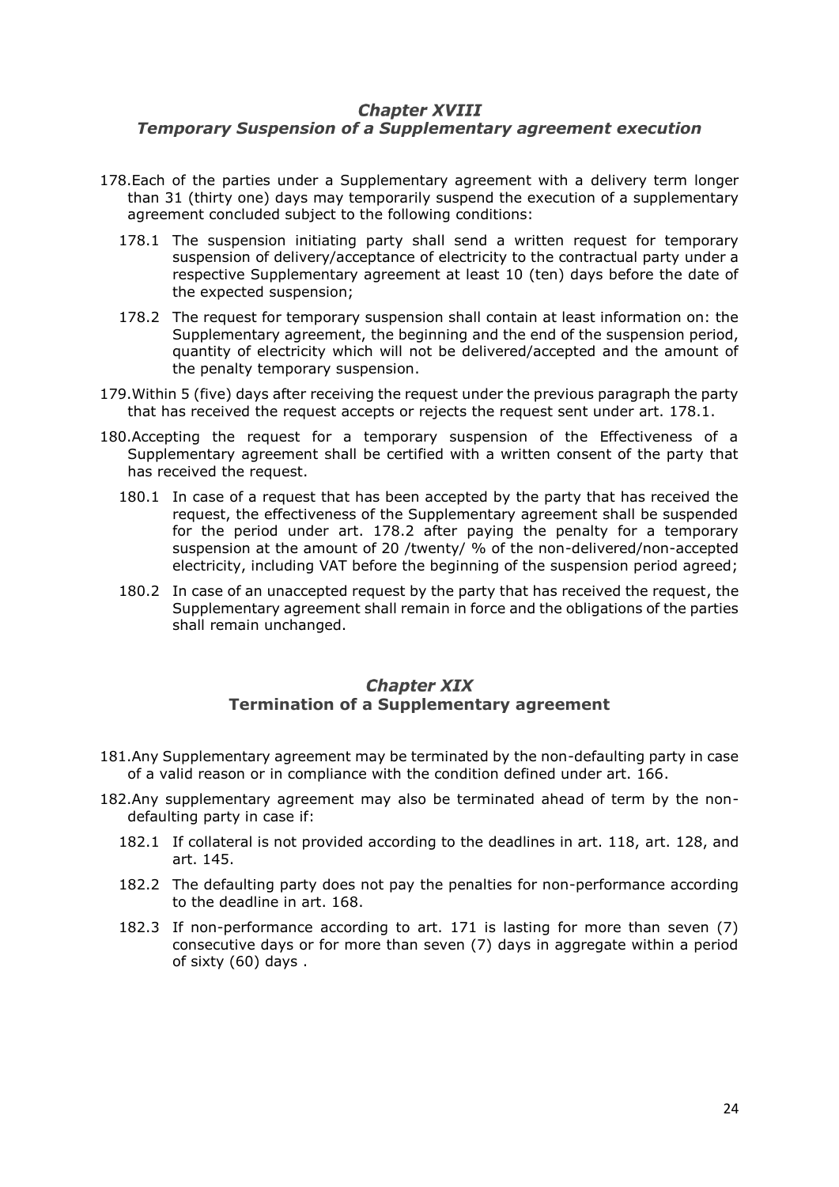## *Chapter XVIII*
## *Temporary Suspension of a Supplementary agreement execution*

178. Each of the parties under a Supplementary agreement with a delivery term longer than 31 (thirty one) days may temporarily suspend the execution of a supplementary agreement concluded subject to the following conditions:

    178.1 The suspension initiating party shall send a written request for temporary suspension of delivery/acceptance of electricity to the contractual party under a respective Supplementary agreement at least 10 (ten) days before the date of the expected suspension;

    178.2 The request for temporary suspension shall contain at least information on: the Supplementary agreement, the beginning and the end of the suspension period, quantity of electricity which will not be delivered/accepted and the amount of the penalty temporary suspension.

179. Within 5 (five) days after receiving the request under the previous paragraph the party that has received the request accepts or rejects the request sent under art. 178.1.

180. Accepting the request for a temporary suspension of the Effectiveness of a Supplementary agreement shall be certified with a written consent of the party that has received the request.

    180.1 In case of a request that has been accepted by the party that has received the request, the effectiveness of the Supplementary agreement shall be suspended for the period under art. 178.2 after paying the penalty for a temporary suspension at the amount of 20 /twenty/ % of the non-delivered/non-accepted electricity, including VAT before the beginning of the suspension period agreed;

    180.2 In case of an unaccepted request by the party that has received the request, the Supplementary agreement shall remain in force and the obligations of the parties shall remain unchanged.

## *Chapter XIX*
## **Termination of a Supplementary agreement**

181. Any Supplementary agreement may be terminated by the non-defaulting party in case of a valid reason or in compliance with the condition defined under art. 166.

182. Any supplementary agreement may also be terminated ahead of term by the non-defaulting party in case if:

    182.1 If collateral is not provided according to the deadlines in art. 118, art. 128, and art. 145.

    182.2 The defaulting party does not pay the penalties for non-performance according to the deadline in art. 168.

    182.3 If non-performance according to art. 171 is lasting for more than seven (7) consecutive days or for more than seven (7) days in aggregate within a period of sixty (60) days .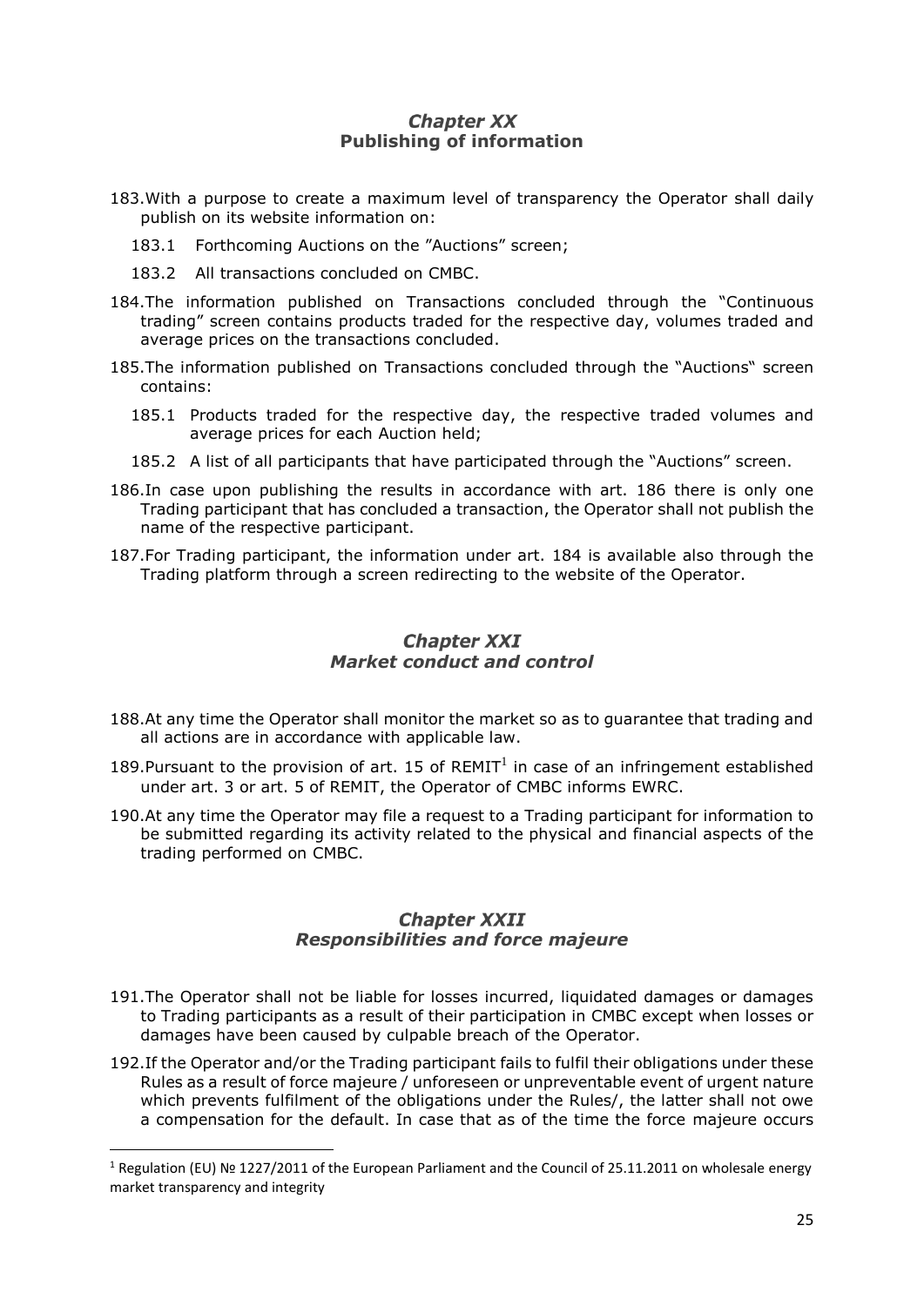## *Chapter XX*
## Publishing of information

183. With a purpose to create a maximum level of transparency the Operator shall daily publish on its website information on:

   183.1 Forthcoming Auctions on the "Auctions" screen;

   183.2 All transactions concluded on CMBC.

184. The information published on Transactions concluded through the "Continuous trading" screen contains products traded for the respective day, volumes traded and average prices on the transactions concluded.

185. The information published on Transactions concluded through the "Auctions" screen contains:

   185.1 Products traded for the respective day, the respective traded volumes and average prices for each Auction held;

   185.2 A list of all participants that have participated through the "Auctions" screen.

186. In case upon publishing the results in accordance with art. 186 there is only one Trading participant that has concluded a transaction, the Operator shall not publish the name of the respective participant.

187. For Trading participant, the information under art. 184 is available also through the Trading platform through a screen redirecting to the website of the Operator.

## *Chapter XXI*
## *Market conduct and control*

188. At any time the Operator shall monitor the market so as to guarantee that trading and all actions are in accordance with applicable law.

189. Pursuant to the provision of art. 15 of REMIT[1] in case of an infringement established under art. 3 or art. 5 of REMIT, the Operator of CMBC informs EWRC.

190. At any time the Operator may file a request to a Trading participant for information to be submitted regarding its activity related to the physical and financial aspects of the trading performed on CMBC.

## *Chapter XXII*
## *Responsibilities and force majeure*

191. The Operator shall not be liable for losses incurred, liquidated damages or damages to Trading participants as a result of their participation in CMBC except when losses or damages have been caused by culpable breach of the Operator.

192. If the Operator and/or the Trading participant fails to fulfil their obligations under these Rules as a result of force majeure / unforeseen or unpreventable event of urgent nature which prevents fulfilment of the obligations under the Rules/, the latter shall not owe a compensation for the default. In case that as of the time the force majeure occurs

---

[1] Regulation (EU) № 1227/2011 of the European Parliament and the Council of 25.11.2011 on wholesale energy market transparency and integrity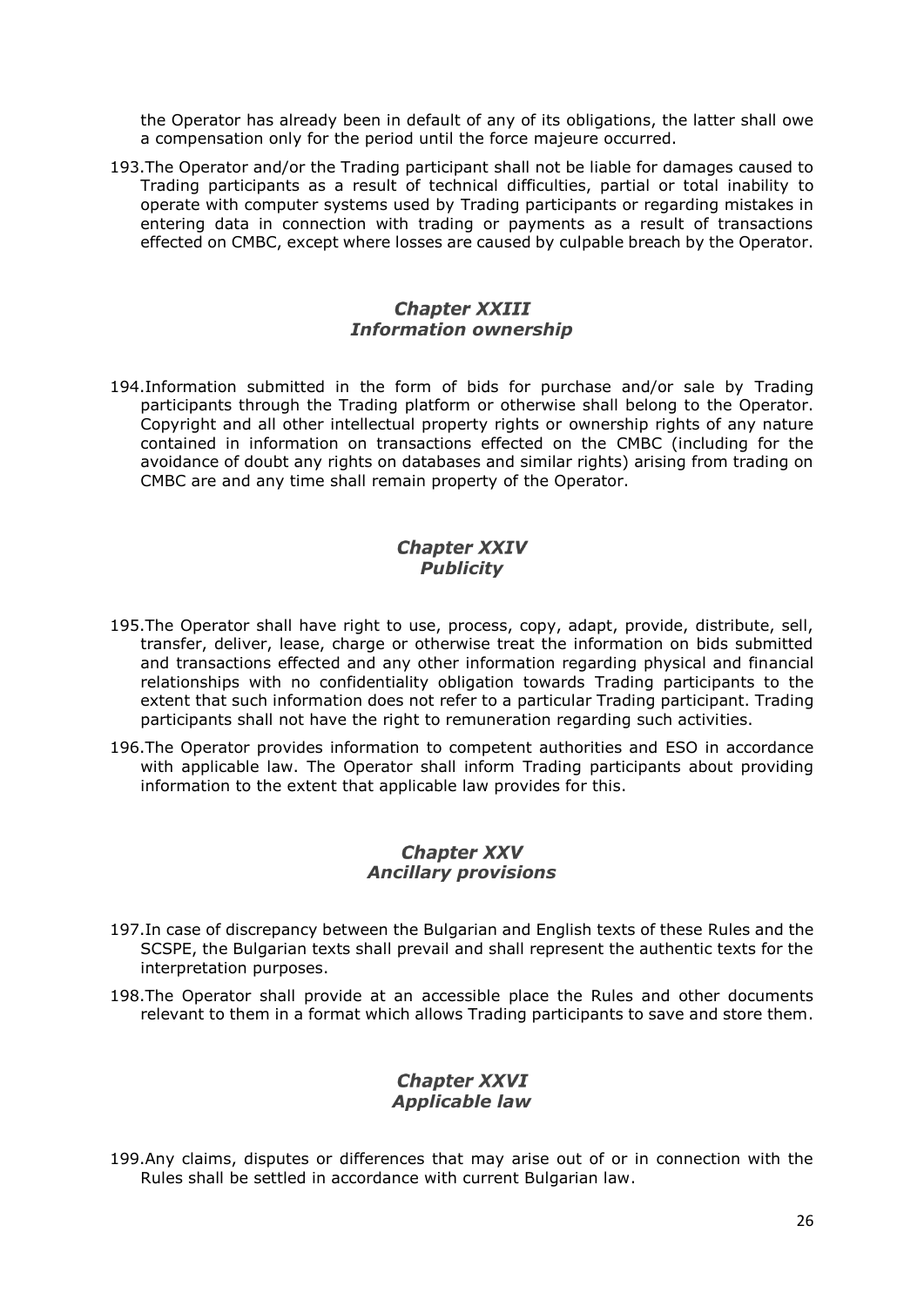the Operator has already been in default of any of its obligations, the latter shall owe a compensation only for the period until the force majeure occurred.

193. The Operator and/or the Trading participant shall not be liable for damages caused to Trading participants as a result of technical difficulties, partial or total inability to operate with computer systems used by Trading participants or regarding mistakes in entering data in connection with trading or payments as a result of transactions effected on CMBC, except where losses are caused by culpable breach by the Operator.

## *Chapter XXIII*
## *Information ownership*

194. Information submitted in the form of bids for purchase and/or sale by Trading participants through the Trading platform or otherwise shall belong to the Operator. Copyright and all other intellectual property rights or ownership rights of any nature contained in information on transactions effected on the CMBC (including for the avoidance of doubt any rights on databases and similar rights) arising from trading on CMBC are and any time shall remain property of the Operator.

## *Chapter XXIV*
## *Publicity*

195. The Operator shall have right to use, process, copy, adapt, provide, distribute, sell, transfer, deliver, lease, charge or otherwise treat the information on bids submitted and transactions effected and any other information regarding physical and financial relationships with no confidentiality obligation towards Trading participants to the extent that such information does not refer to a particular Trading participant. Trading participants shall not have the right to remuneration regarding such activities.

196. The Operator provides information to competent authorities and ESO in accordance with applicable law. The Operator shall inform Trading participants about providing information to the extent that applicable law provides for this.

## *Chapter XXV*
## *Ancillary provisions*

197. In case of discrepancy between the Bulgarian and English texts of these Rules and the SCSPE, the Bulgarian texts shall prevail and shall represent the authentic texts for the interpretation purposes.

198. The Operator shall provide at an accessible place the Rules and other documents relevant to them in a format which allows Trading participants to save and store them.

## *Chapter XXVI*
## *Applicable law*

199. Any claims, disputes or differences that may arise out of or in connection with the Rules shall be settled in accordance with current Bulgarian law.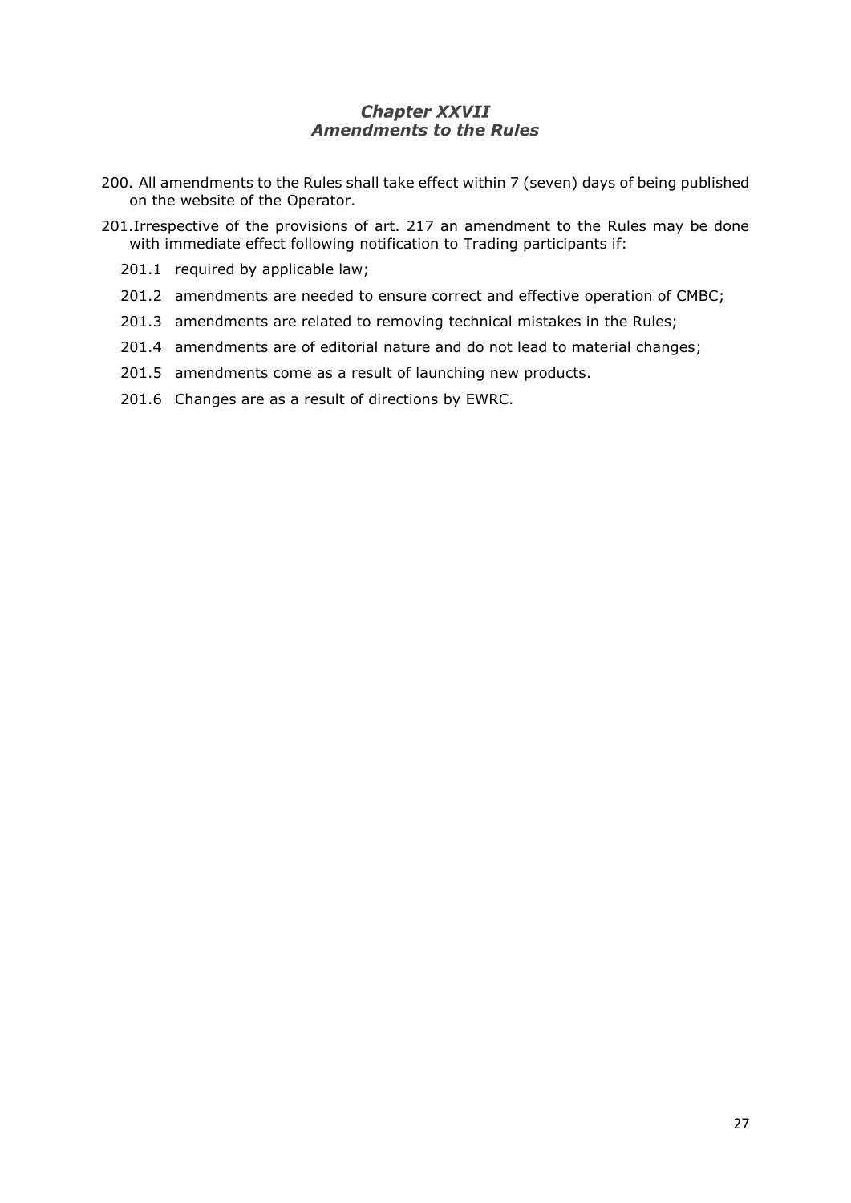## *Chapter XXVII*
## *Amendments to the Rules*

200. All amendments to the Rules shall take effect within 7 (seven) days of being published on the website of the Operator.

201. Irrespective of the provisions of art. 217 an amendment to the Rules may be done with immediate effect following notification to Trading participants if:

   201.1 required by applicable law;

   201.2 amendments are needed to ensure correct and effective operation of CMBC;

   201.3 amendments are related to removing technical mistakes in the Rules;

   201.4 amendments are of editorial nature and do not lead to material changes;

   201.5 amendments come as a result of launching new products.

   201.6 Changes are as a result of directions by EWRC.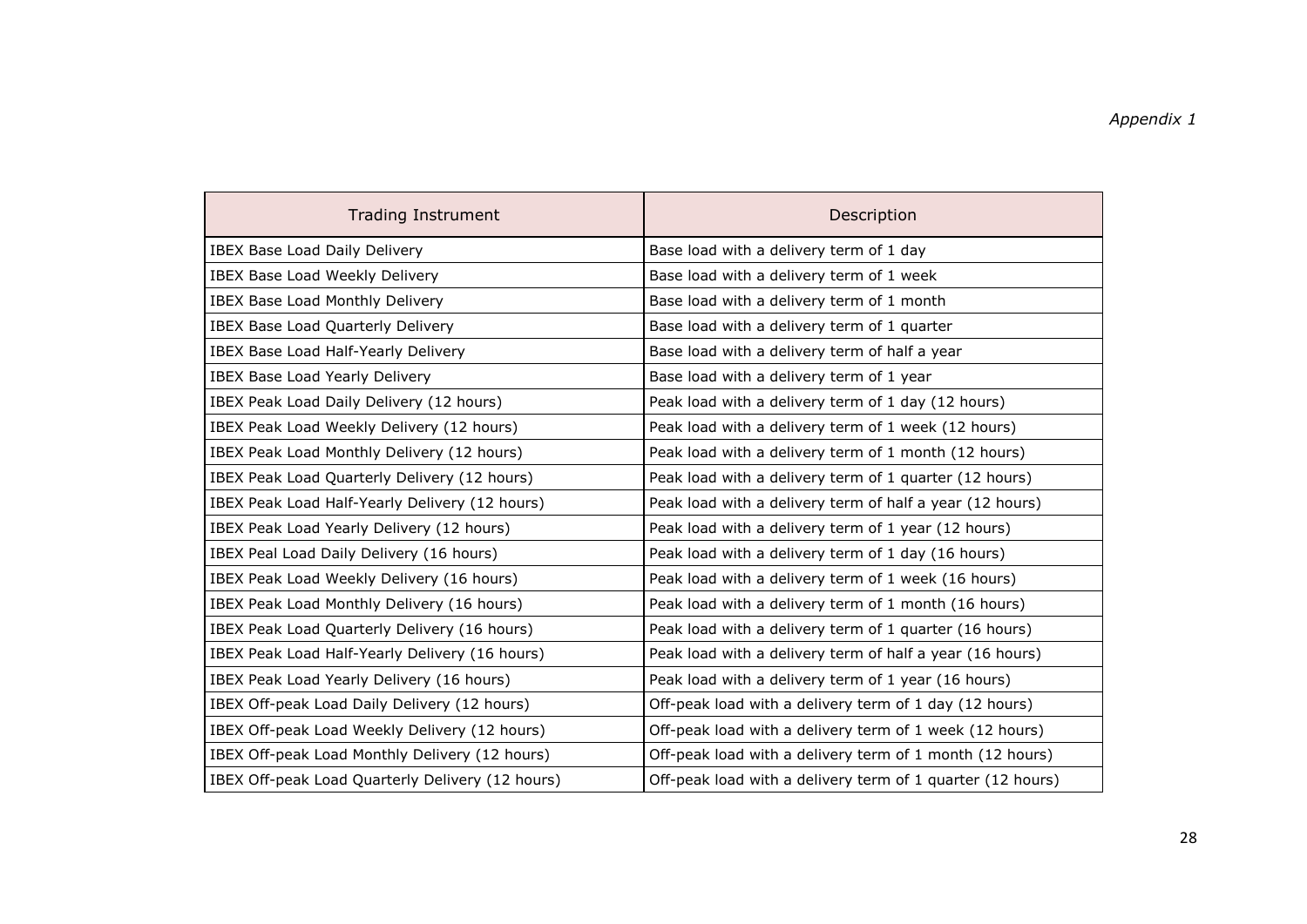*Appendix 1*

| Trading Instrument | Description |
|---|---|
| IBEX Base Load Daily Delivery | Base load with a delivery term of 1 day |
| IBEX Base Load Weekly Delivery | Base load with a delivery term of 1 week |
| IBEX Base Load Monthly Delivery | Base load with a delivery term of 1 month |
| IBEX Base Load Quarterly Delivery | Base load with a delivery term of 1 quarter |
| IBEX Base Load Half-Yearly Delivery | Base load with a delivery term of half a year |
| IBEX Base Load Yearly Delivery | Base load with a delivery term of 1 year |
| IBEX Peak Load Daily Delivery (12 hours) | Peak load with a delivery term of 1 day (12 hours) |
| IBEX Peak Load Weekly Delivery (12 hours) | Peak load with a delivery term of 1 week (12 hours) |
| IBEX Peak Load Monthly Delivery (12 hours) | Peak load with a delivery term of 1 month (12 hours) |
| IBEX Peak Load Quarterly Delivery (12 hours) | Peak load with a delivery term of 1 quarter (12 hours) |
| IBEX Peak Load Half-Yearly Delivery (12 hours) | Peak load with a delivery term of half a year (12 hours) |
| IBEX Peak Load Yearly Delivery (12 hours) | Peak load with a delivery term of 1 year (12 hours) |
| IBEX Peal Load Daily Delivery (16 hours) | Peak load with a delivery term of 1 day (16 hours) |
| IBEX Peak Load Weekly Delivery (16 hours) | Peak load with a delivery term of 1 week (16 hours) |
| IBEX Peak Load Monthly Delivery (16 hours) | Peak load with a delivery term of 1 month (16 hours) |
| IBEX Peak Load Quarterly Delivery (16 hours) | Peak load with a delivery term of 1 quarter (16 hours) |
| IBEX Peak Load Half-Yearly Delivery (16 hours) | Peak load with a delivery term of half a year (16 hours) |
| IBEX Peak Load Yearly Delivery (16 hours) | Peak load with a delivery term of 1 year (16 hours) |
| IBEX Off-peak Load Daily Delivery (12 hours) | Off-peak load with a delivery term of 1 day (12 hours) |
| IBEX Off-peak Load Weekly Delivery (12 hours) | Off-peak load with a delivery term of 1 week (12 hours) |
| IBEX Off-peak Load Monthly Delivery (12 hours) | Off-peak load with a delivery term of 1 month (12 hours) |
| IBEX Off-peak Load Quarterly Delivery (12 hours) | Off-peak load with a delivery term of 1 quarter (12 hours) |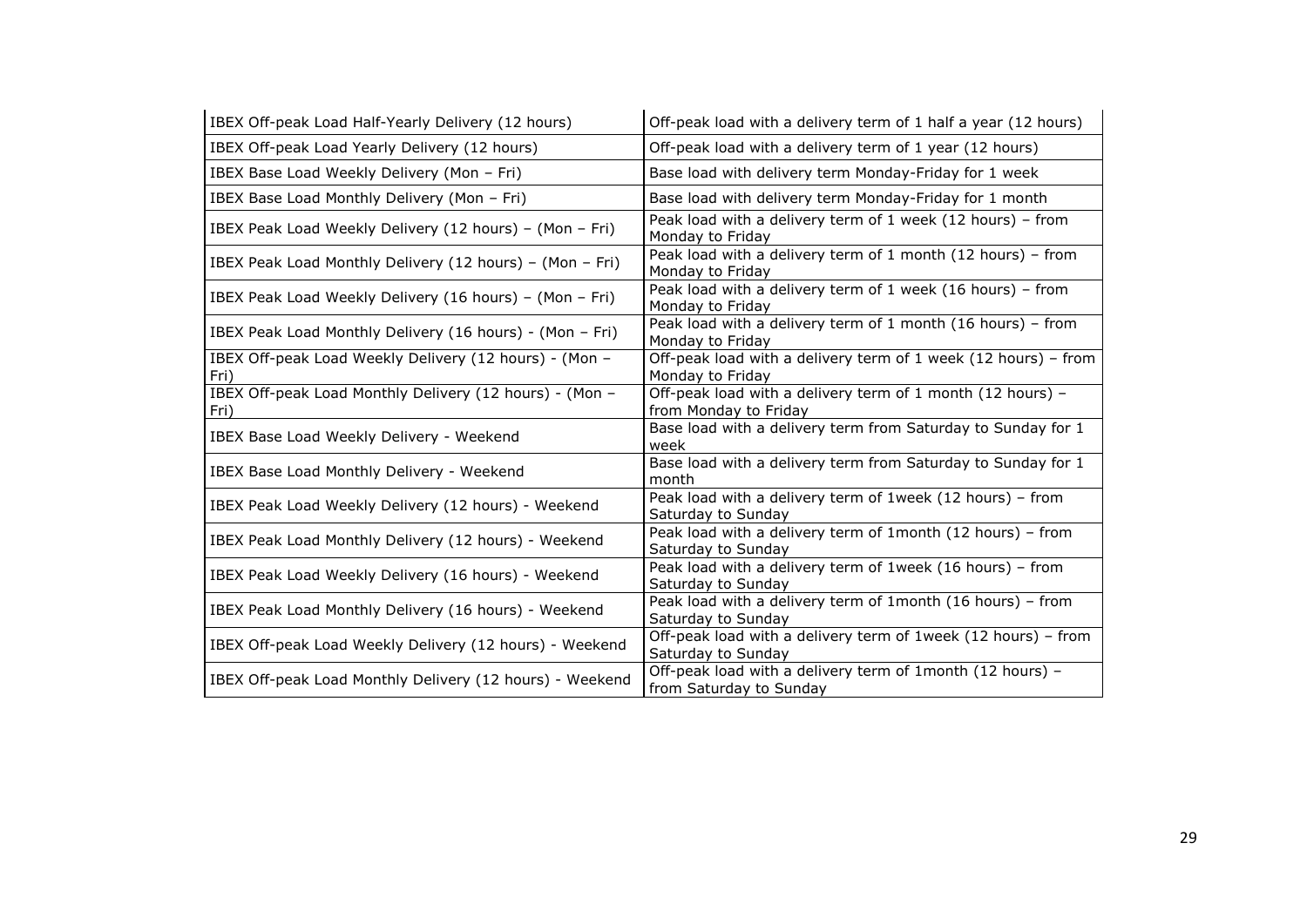| | |
|---|---|
| IBEX Off-peak Load Half-Yearly Delivery (12 hours) | Off-peak load with a delivery term of 1 half a year (12 hours) |
| IBEX Off-peak Load Yearly Delivery (12 hours) | Off-peak load with a delivery term of 1 year (12 hours) |
| IBEX Base Load Weekly Delivery (Mon – Fri) | Base load with delivery term Monday-Friday for 1 week |
| IBEX Base Load Monthly Delivery (Mon – Fri) | Base load with delivery term Monday-Friday for 1 month |
| IBEX Peak Load Weekly Delivery (12 hours) – (Mon – Fri) | Peak load with a delivery term of 1 week (12 hours) – from Monday to Friday |
| IBEX Peak Load Monthly Delivery (12 hours) – (Mon – Fri) | Peak load with a delivery term of 1 month (12 hours) – from Monday to Friday |
| IBEX Peak Load Weekly Delivery (16 hours) – (Mon – Fri) | Peak load with a delivery term of 1 week (16 hours) – from Monday to Friday |
| IBEX Peak Load Monthly Delivery (16 hours) - (Mon – Fri) | Peak load with a delivery term of 1 month (16 hours) – from Monday to Friday |
| IBEX Off-peak Load Weekly Delivery (12 hours) - (Mon – Fri) | Off-peak load with a delivery term of 1 week (12 hours) – from Monday to Friday |
| IBEX Off-peak Load Monthly Delivery (12 hours) - (Mon – Fri) | Off-peak load with a delivery term of 1 month (12 hours) – from Monday to Friday |
| IBEX Base Load Weekly Delivery - Weekend | Base load with a delivery term from Saturday to Sunday for 1 week |
| IBEX Base Load Monthly Delivery - Weekend | Base load with a delivery term from Saturday to Sunday for 1 month |
| IBEX Peak Load Weekly Delivery (12 hours) - Weekend | Peak load with a delivery term of 1week (12 hours) – from Saturday to Sunday |
| IBEX Peak Load Monthly Delivery (12 hours) - Weekend | Peak load with a delivery term of 1month (12 hours) – from Saturday to Sunday |
| IBEX Peak Load Weekly Delivery (16 hours) - Weekend | Peak load with a delivery term of 1week (16 hours) – from Saturday to Sunday |
| IBEX Peak Load Monthly Delivery (16 hours) - Weekend | Peak load with a delivery term of 1month (16 hours) – from Saturday to Sunday |
| IBEX Off-peak Load Weekly Delivery (12 hours) - Weekend | Off-peak load with a delivery term of 1week (12 hours) – from Saturday to Sunday |
| IBEX Off-peak Load Monthly Delivery (12 hours) - Weekend | Off-peak load with a delivery term of 1month (12 hours) – from Saturday to Sunday |